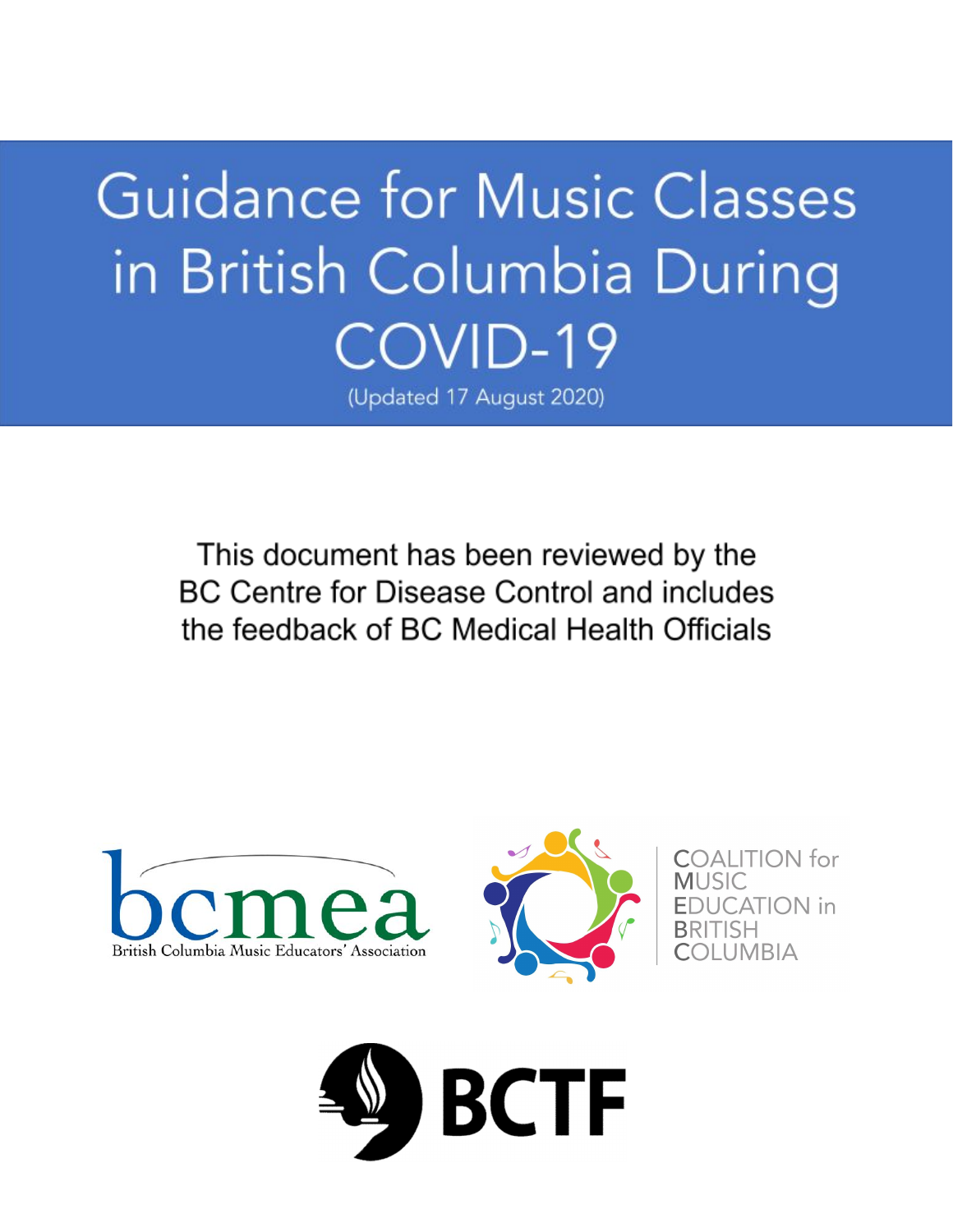# Guidance for Music Classes in British Columbia During COVID-19

(Updated 17 August 2020)

This document has been reviewed by the BC Centre for Disease Control and includes the feedback of BC Medical Health Officials

bcmea

British Columbia Music Educators' Association

COALITION for MUSIC EDUCATION in BRITISH COLUMBIA

BCTF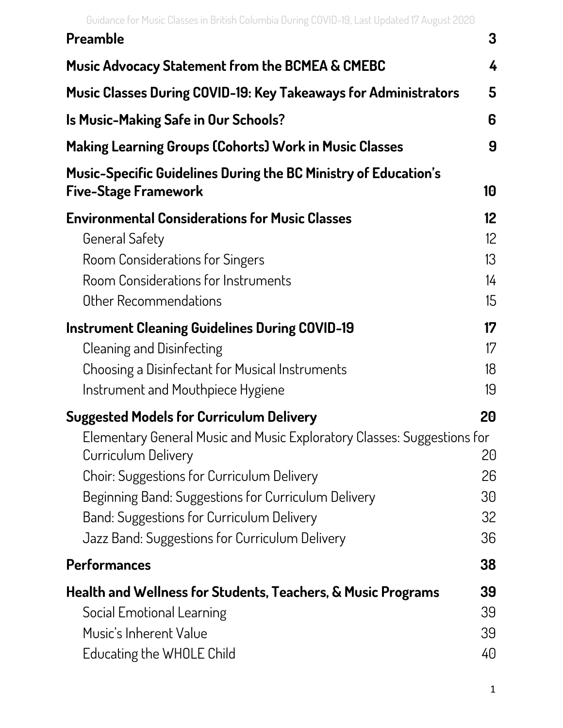| | |
|---|---|
| **Preamble** | **3** |
| **Music Advocacy Statement from the BCMEA & CMEBC** | **4** |
| **Music Classes During COVID-19: Key Takeaways for Administrators** | **5** |
| **Is Music-Making Safe in Our Schools?** | **6** |
| **Making Learning Groups (Cohorts) Work in Music Classes** | **9** |
| **Music-Specific Guidelines During the BC Ministry of Education's Five-Stage Framework** | **10** |
| **Environmental Considerations for Music Classes** | **12** |
| General Safety | 12 |
| Room Considerations for Singers | 13 |
| Room Considerations for Instruments | 14 |
| Other Recommendations | 15 |
| **Instrument Cleaning Guidelines During COVID-19** | **17** |
| Cleaning and Disinfecting | 17 |
| Choosing a Disinfectant for Musical Instruments | 18 |
| Instrument and Mouthpiece Hygiene | 19 |
| **Suggested Models for Curriculum Delivery** | **20** |
| Elementary General Music and Music Exploratory Classes: Suggestions for Curriculum Delivery | 20 |
| Choir: Suggestions for Curriculum Delivery | 26 |
| Beginning Band: Suggestions for Curriculum Delivery | 30 |
| Band: Suggestions for Curriculum Delivery | 32 |
| Jazz Band: Suggestions for Curriculum Delivery | 36 |
| **Performances** | **38** |
| **Health and Wellness for Students, Teachers, & Music Programs** | **39** |
| Social Emotional Learning | 39 |
| Music's Inherent Value | 39 |
| Educating the WHOLE Child | 40 |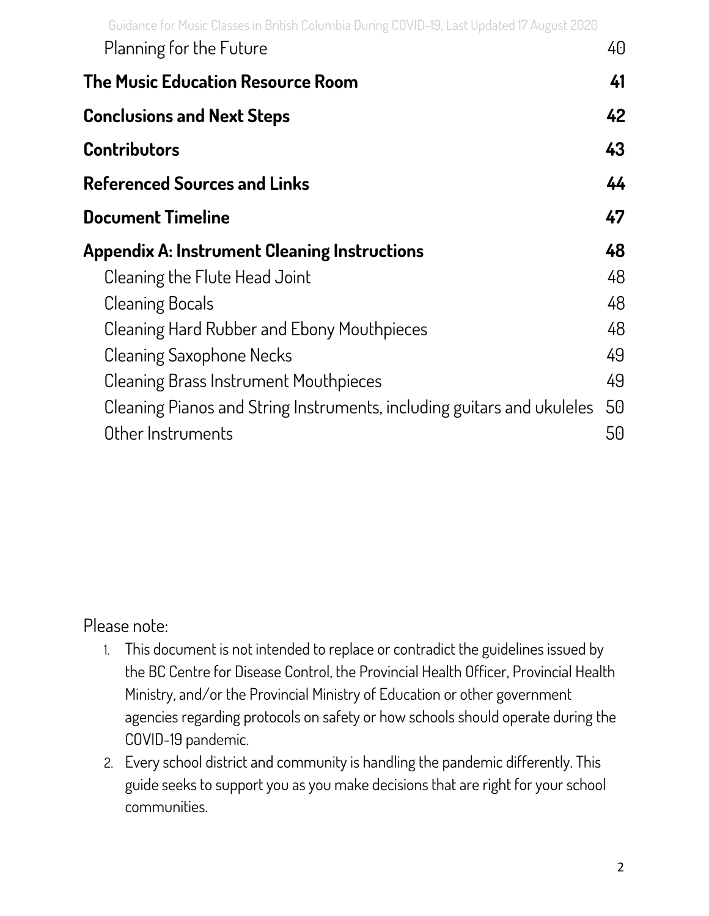Planning for the Future 40

**The Music Education Resource Room 41**

**Conclusions and Next Steps 42**

**Contributors 43**

**Referenced Sources and Links 44**

**Document Timeline 47**

**Appendix A: Instrument Cleaning Instructions 48**

Cleaning the Flute Head Joint 48

Cleaning Bocals 48

Cleaning Hard Rubber and Ebony Mouthpieces 48

Cleaning Saxophone Necks 49

Cleaning Brass Instrument Mouthpieces 49

Cleaning Pianos and String Instruments, including guitars and ukuleles 50

Other Instruments 50

Please note:

1. This document is not intended to replace or contradict the guidelines issued by the BC Centre for Disease Control, the Provincial Health Officer, Provincial Health Ministry, and/or the Provincial Ministry of Education or other government agencies regarding protocols on safety or how schools should operate during the COVID-19 pandemic.
2. Every school district and community is handling the pandemic differently. This guide seeks to support you as you make decisions that are right for your school communities.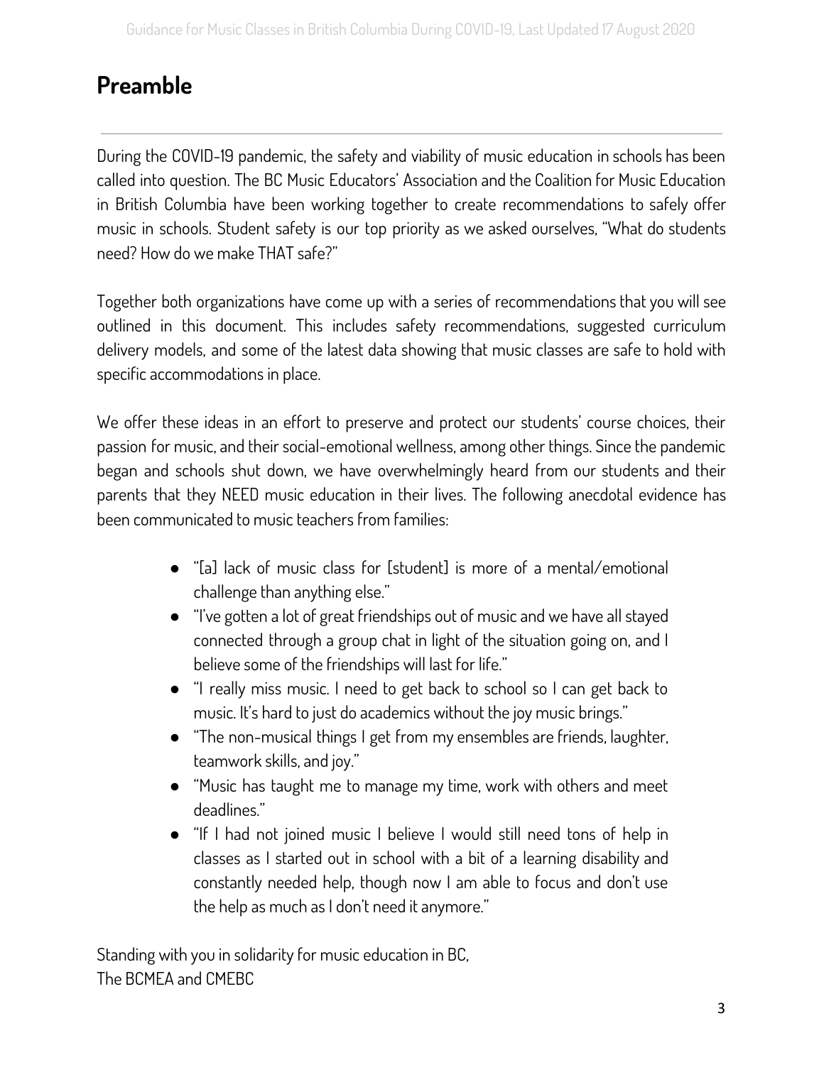# Preamble

---

During the COVID-19 pandemic, the safety and viability of music education in schools has been called into question. The BC Music Educators' Association and the Coalition for Music Education in British Columbia have been working together to create recommendations to safely offer music in schools. Student safety is our top priority as we asked ourselves, "What do students need? How do we make THAT safe?"

Together both organizations have come up with a series of recommendations that you will see outlined in this document. This includes safety recommendations, suggested curriculum delivery models, and some of the latest data showing that music classes are safe to hold with specific accommodations in place.

We offer these ideas in an effort to preserve and protect our students' course choices, their passion for music, and their social-emotional wellness, among other things. Since the pandemic began and schools shut down, we have overwhelmingly heard from our students and their parents that they NEED music education in their lives. The following anecdotal evidence has been communicated to music teachers from families:

- "[a] lack of music class for [student] is more of a mental/emotional challenge than anything else."
- "I've gotten a lot of great friendships out of music and we have all stayed connected through a group chat in light of the situation going on, and I believe some of the friendships will last for life."
- "I really miss music. I need to get back to school so I can get back to music. It's hard to just do academics without the joy music brings."
- "The non-musical things I get from my ensembles are friends, laughter, teamwork skills, and joy."
- "Music has taught me to manage my time, work with others and meet deadlines."
- "If I had not joined music I believe I would still need tons of help in classes as I started out in school with a bit of a learning disability and constantly needed help, though now I am able to focus and don't use the help as much as I don't need it anymore."

Standing with you in solidarity for music education in BC,
The BCMEA and CMEBC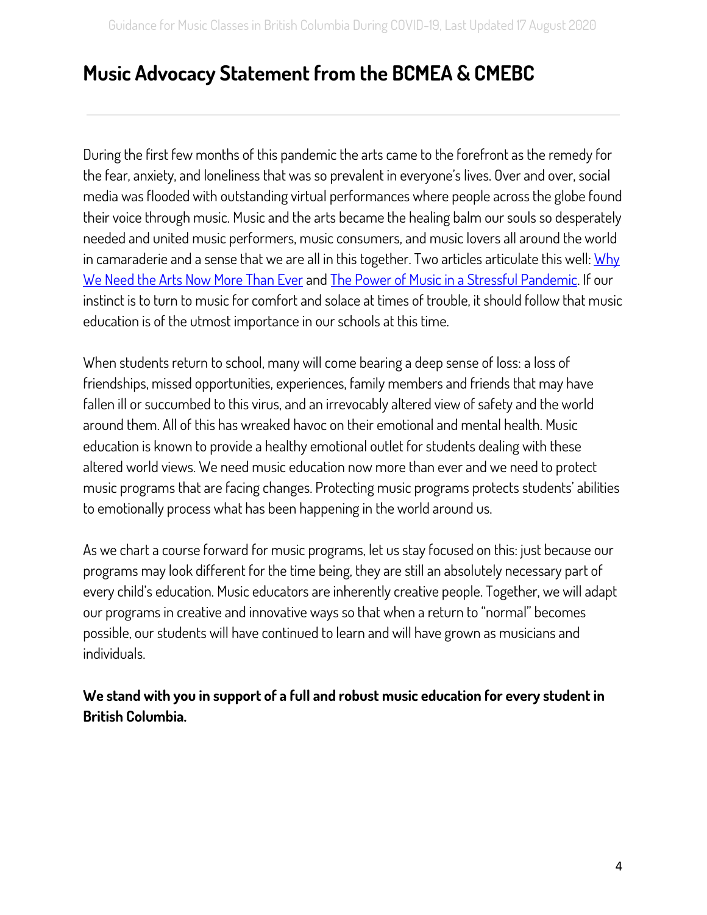## Music Advocacy Statement from the BCMEA & CMEBC

During the first few months of this pandemic the arts came to the forefront as the remedy for the fear, anxiety, and loneliness that was so prevalent in everyone's lives. Over and over, social media was flooded with outstanding virtual performances where people across the globe found their voice through music. Music and the arts became the healing balm our souls so desperately needed and united music performers, music consumers, and music lovers all around the world in camaraderie and a sense that we are all in this together. Two articles articulate this well: Why We Need the Arts Now More Than Ever and The Power of Music in a Stressful Pandemic. If our instinct is to turn to music for comfort and solace at times of trouble, it should follow that music education is of the utmost importance in our schools at this time.

When students return to school, many will come bearing a deep sense of loss: a loss of friendships, missed opportunities, experiences, family members and friends that may have fallen ill or succumbed to this virus, and an irrevocably altered view of safety and the world around them. All of this has wreaked havoc on their emotional and mental health. Music education is known to provide a healthy emotional outlet for students dealing with these altered world views. We need music education now more than ever and we need to protect music programs that are facing changes. Protecting music programs protects students' abilities to emotionally process what has been happening in the world around us.

As we chart a course forward for music programs, let us stay focused on this: just because our programs may look different for the time being, they are still an absolutely necessary part of every child's education. Music educators are inherently creative people. Together, we will adapt our programs in creative and innovative ways so that when a return to "normal" becomes possible, our students will have continued to learn and will have grown as musicians and individuals.

**We stand with you in support of a full and robust music education for every student in British Columbia.**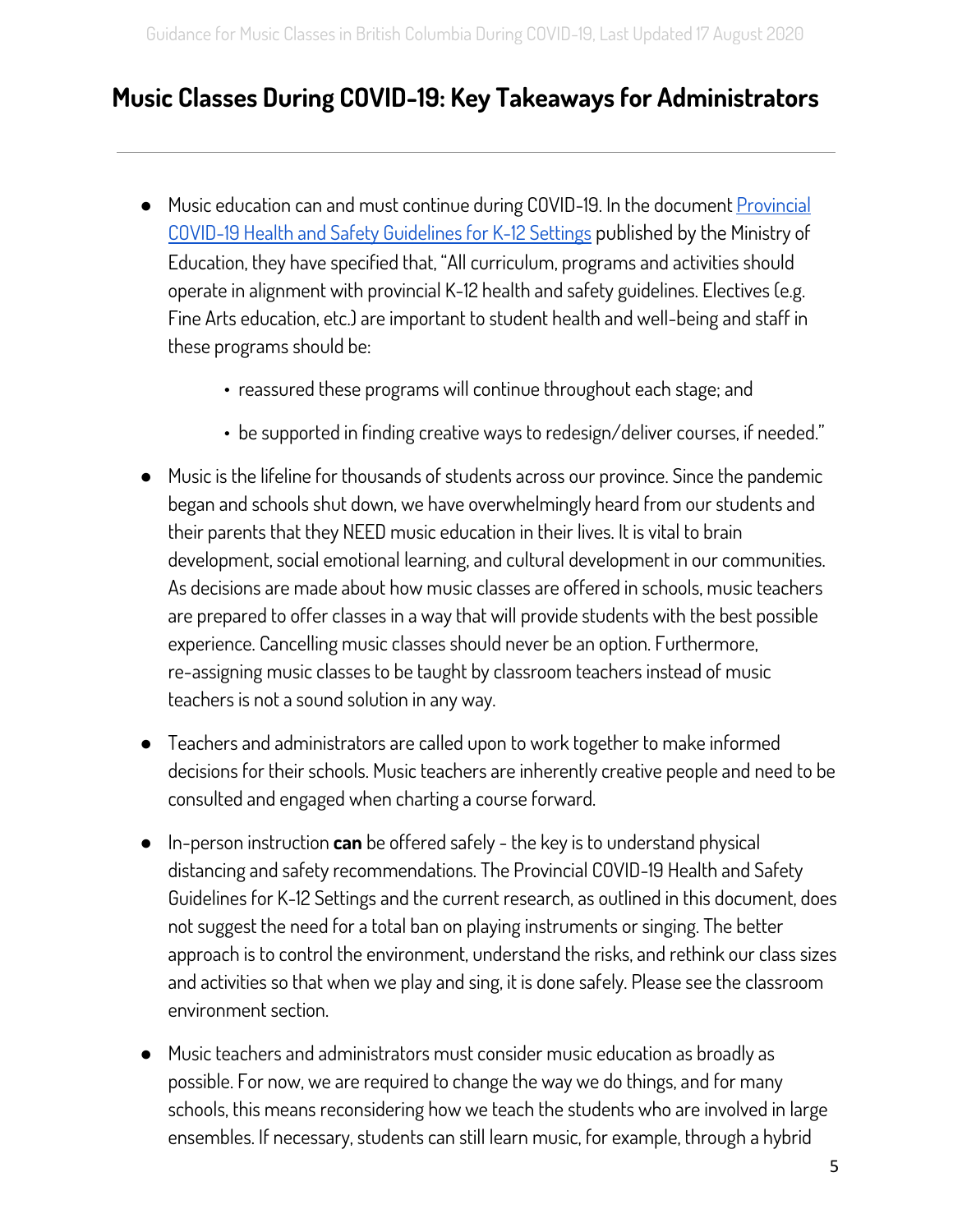## Music Classes During COVID-19: Key Takeaways for Administrators

---

- Music education can and must continue during COVID-19. In the document [Provincial COVID-19 Health and Safety Guidelines for K-12 Settings]() published by the Ministry of Education, they have specified that, "All curriculum, programs and activities should operate in alignment with provincial K-12 health and safety guidelines. Electives (e.g. Fine Arts education, etc.) are important to student health and well-being and staff in these programs should be:
    - reassured these programs will continue throughout each stage; and
    - be supported in finding creative ways to redesign/deliver courses, if needed."
- Music is the lifeline for thousands of students across our province. Since the pandemic began and schools shut down, we have overwhelmingly heard from our students and their parents that they NEED music education in their lives. It is vital to brain development, social emotional learning, and cultural development in our communities. As decisions are made about how music classes are offered in schools, music teachers are prepared to offer classes in a way that will provide students with the best possible experience. Cancelling music classes should never be an option. Furthermore, re-assigning music classes to be taught by classroom teachers instead of music teachers is not a sound solution in any way.
- Teachers and administrators are called upon to work together to make informed decisions for their schools. Music teachers are inherently creative people and need to be consulted and engaged when charting a course forward.
- In-person instruction **can** be offered safely - the key is to understand physical distancing and safety recommendations. The Provincial COVID-19 Health and Safety Guidelines for K-12 Settings and the current research, as outlined in this document, does not suggest the need for a total ban on playing instruments or singing. The better approach is to control the environment, understand the risks, and rethink our class sizes and activities so that when we play and sing, it is done safely. Please see the classroom environment section.
- Music teachers and administrators must consider music education as broadly as possible. For now, we are required to change the way we do things, and for many schools, this means reconsidering how we teach the students who are involved in large ensembles. If necessary, students can still learn music, for example, through a hybrid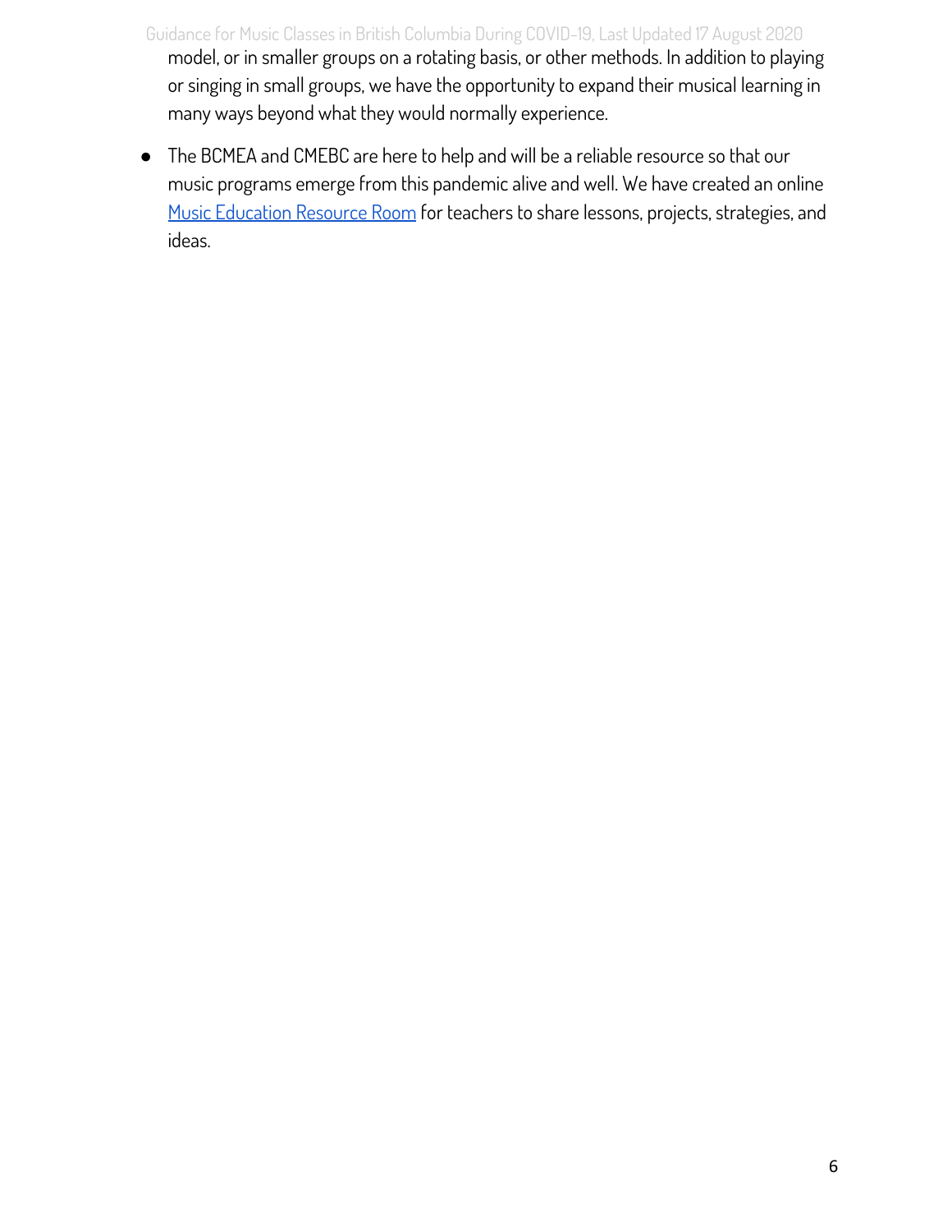model, or in smaller groups on a rotating basis, or other methods. In addition to playing or singing in small groups, we have the opportunity to expand their musical learning in many ways beyond what they would normally experience.

- The BCMEA and CMEBC are here to help and will be a reliable resource so that our music programs emerge from this pandemic alive and well. We have created an online Music Education Resource Room for teachers to share lessons, projects, strategies, and ideas.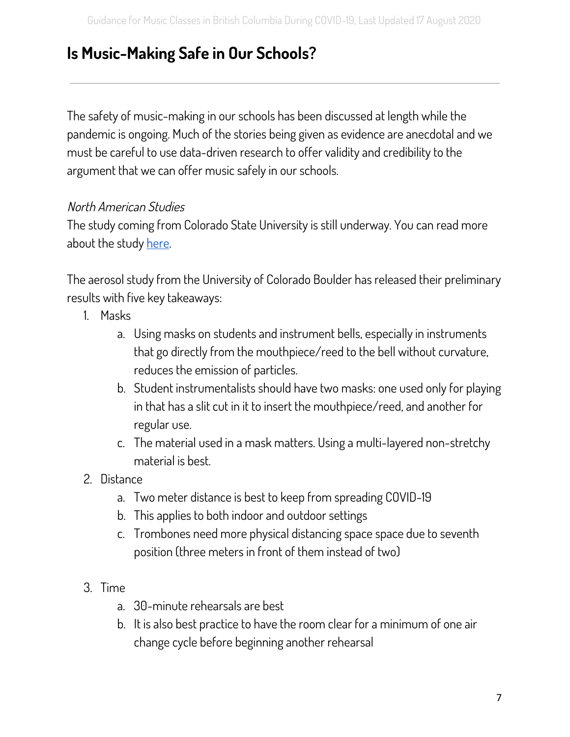# Is Music-Making Safe in Our Schools?

---

The safety of music-making in our schools has been discussed at length while the pandemic is ongoing. Much of the stories being given as evidence are anecdotal and we must be careful to use data-driven research to offer validity and credibility to the argument that we can offer music safely in our schools.

*North American Studies*

The study coming from Colorado State University is still underway. You can read more about the study here.

The aerosol study from the University of Colorado Boulder has released their preliminary results with five key takeaways:

1. Masks
   a. Using masks on students and instrument bells, especially in instruments that go directly from the mouthpiece/reed to the bell without curvature, reduces the emission of particles.
   b. Student instrumentalists should have two masks: one used only for playing in that has a slit cut in it to insert the mouthpiece/reed, and another for regular use.
   c. The material used in a mask matters. Using a multi-layered non-stretchy material is best.
2. Distance
   a. Two meter distance is best to keep from spreading COVID-19
   b. This applies to both indoor and outdoor settings
   c. Trombones need more physical distancing space space due to seventh position (three meters in front of them instead of two)
3. Time
   a. 30-minute rehearsals are best
   b. It is also best practice to have the room clear for a minimum of one air change cycle before beginning another rehearsal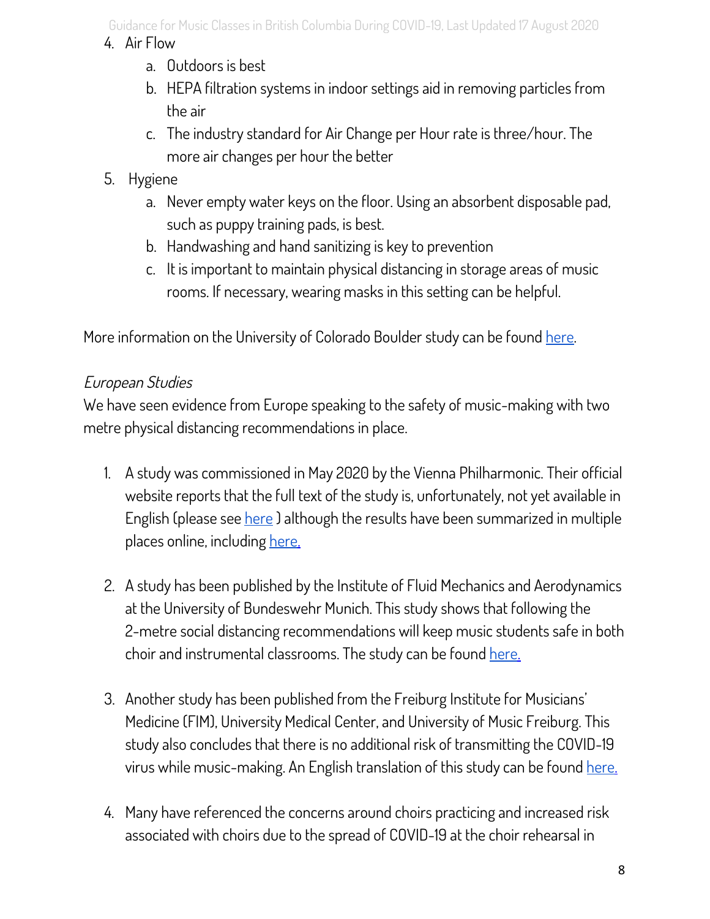4. Air Flow
    a. Outdoors is best
    b. HEPA filtration systems in indoor settings aid in removing particles from the air
    c. The industry standard for Air Change per Hour rate is three/hour. The more air changes per hour the better
5. Hygiene
    a. Never empty water keys on the floor. Using an absorbent disposable pad, such as puppy training pads, is best.
    b. Handwashing and hand sanitizing is key to prevention
    c. It is important to maintain physical distancing in storage areas of music rooms. If necessary, wearing masks in this setting can be helpful.

More information on the University of Colorado Boulder study can be found here.

*European Studies*

We have seen evidence from Europe speaking to the safety of music-making with two metre physical distancing recommendations in place.

1. A study was commissioned in May 2020 by the Vienna Philharmonic. Their official website reports that the full text of the study is, unfortunately, not yet available in English (please see here ) although the results have been summarized in multiple places online, including here.

2. A study has been published by the Institute of Fluid Mechanics and Aerodynamics at the University of Bundeswehr Munich. This study shows that following the 2-metre social distancing recommendations will keep music students safe in both choir and instrumental classrooms. The study can be found here.

3. Another study has been published from the Freiburg Institute for Musicians' Medicine (FIM), University Medical Center, and University of Music Freiburg. This study also concludes that there is no additional risk of transmitting the COVID-19 virus while music-making. An English translation of this study can be found here.

4. Many have referenced the concerns around choirs practicing and increased risk associated with choirs due to the spread of COVID-19 at the choir rehearsal in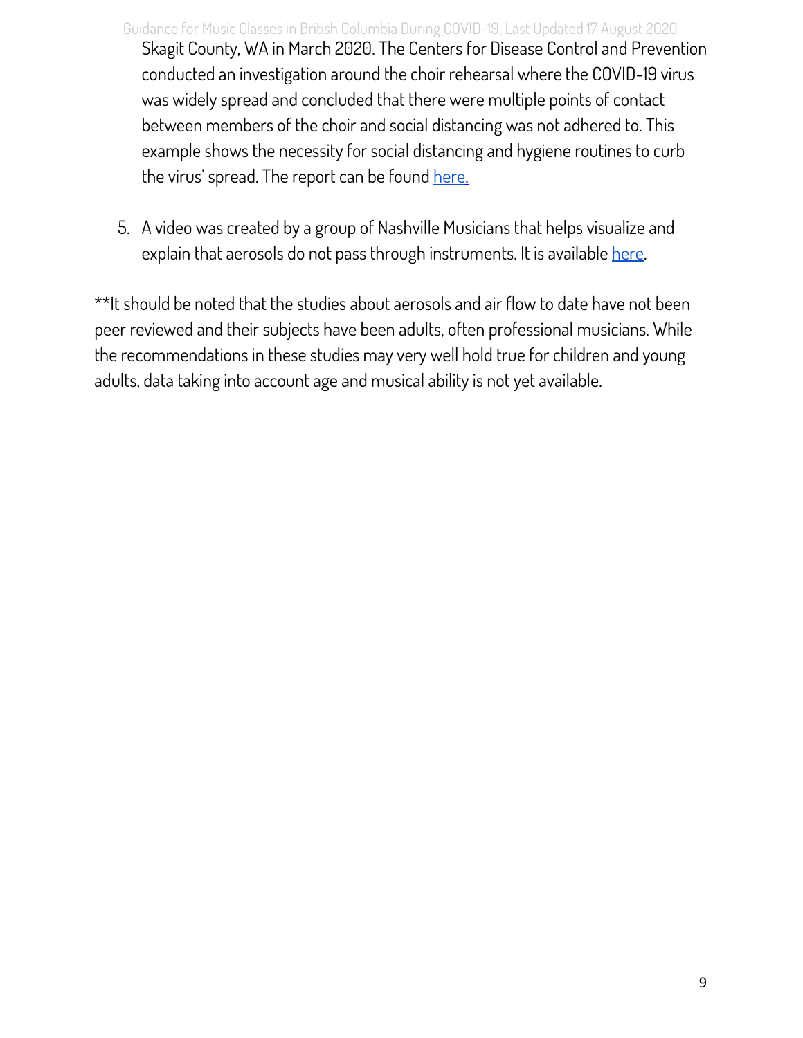Skagit County, WA in March 2020. The Centers for Disease Control and Prevention conducted an investigation around the choir rehearsal where the COVID-19 virus was widely spread and concluded that there were multiple points of contact between members of the choir and social distancing was not adhered to. This example shows the necessity for social distancing and hygiene routines to curb the virus' spread. The report can be found here.

5. A video was created by a group of Nashville Musicians that helps visualize and explain that aerosols do not pass through instruments. It is available here.

**It should be noted that the studies about aerosols and air flow to date have not been peer reviewed and their subjects have been adults, often professional musicians. While the recommendations in these studies may very well hold true for children and young adults, data taking into account age and musical ability is not yet available.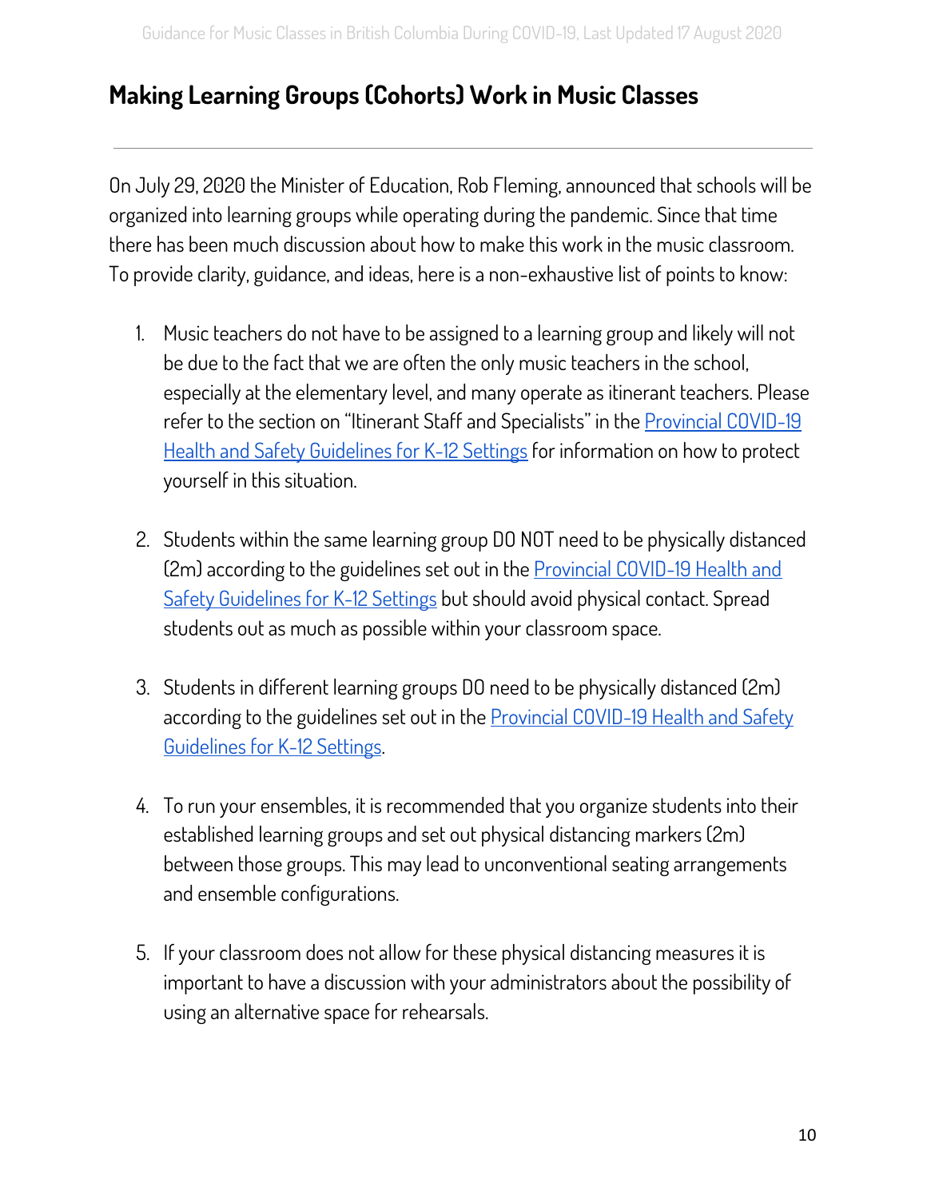## Making Learning Groups (Cohorts) Work in Music Classes

---

On July 29, 2020 the Minister of Education, Rob Fleming, announced that schools will be organized into learning groups while operating during the pandemic. Since that time there has been much discussion about how to make this work in the music classroom. To provide clarity, guidance, and ideas, here is a non-exhaustive list of points to know:

1. Music teachers do not have to be assigned to a learning group and likely will not be due to the fact that we are often the only music teachers in the school, especially at the elementary level, and many operate as itinerant teachers. Please refer to the section on "Itinerant Staff and Specialists" in the Provincial COVID-19 Health and Safety Guidelines for K-12 Settings for information on how to protect yourself in this situation.

2. Students within the same learning group DO NOT need to be physically distanced (2m) according to the guidelines set out in the Provincial COVID-19 Health and Safety Guidelines for K-12 Settings but should avoid physical contact. Spread students out as much as possible within your classroom space.

3. Students in different learning groups DO need to be physically distanced (2m) according to the guidelines set out in the Provincial COVID-19 Health and Safety Guidelines for K-12 Settings.

4. To run your ensembles, it is recommended that you organize students into their established learning groups and set out physical distancing markers (2m) between those groups. This may lead to unconventional seating arrangements and ensemble configurations.

5. If your classroom does not allow for these physical distancing measures it is important to have a discussion with your administrators about the possibility of using an alternative space for rehearsals.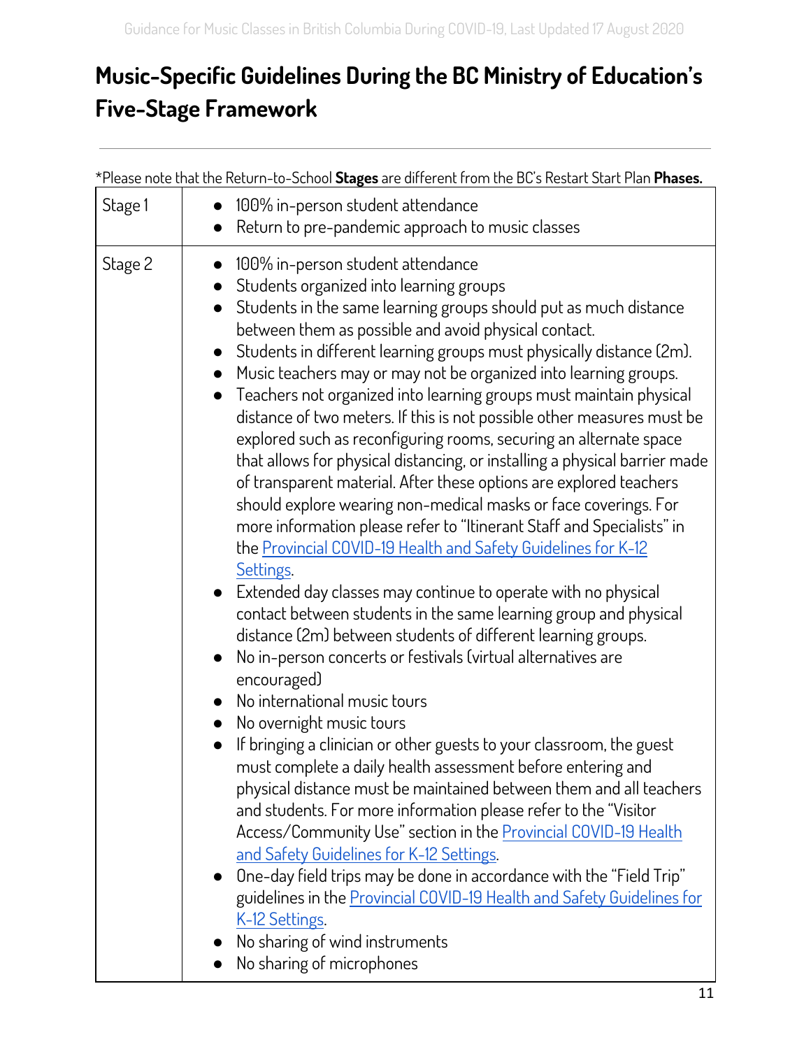# Music-Specific Guidelines During the BC Ministry of Education's Five-Stage Framework

*Please note that the Return-to-School **Stages** are different from the BC's Restart Start Plan **Phases.**

| | |
|---|---|
| Stage 1 | • 100% in-person student attendance<br>• Return to pre-pandemic approach to music classes |
| Stage 2 | • 100% in-person student attendance<br>• Students organized into learning groups<br>• Students in the same learning groups should put as much distance between them as possible and avoid physical contact.<br>• Students in different learning groups must physically distance (2m).<br>• Music teachers may or may not be organized into learning groups.<br>• Teachers not organized into learning groups must maintain physical distance of two meters. If this is not possible other measures must be explored such as reconfiguring rooms, securing an alternate space that allows for physical distancing, or installing a physical barrier made of transparent material. After these options are explored teachers should explore wearing non-medical masks or face coverings. For more information please refer to "Itinerant Staff and Specialists" in the Provincial COVID-19 Health and Safety Guidelines for K-12 Settings.<br>• Extended day classes may continue to operate with no physical contact between students in the same learning group and physical distance (2m) between students of different learning groups.<br>• No in-person concerts or festivals (virtual alternatives are encouraged)<br>• No international music tours<br>• No overnight music tours<br>• If bringing a clinician or other guests to your classroom, the guest must complete a daily health assessment before entering and physical distance must be maintained between them and all teachers and students. For more information please refer to the "Visitor Access/Community Use" section in the Provincial COVID-19 Health and Safety Guidelines for K-12 Settings.<br>• One-day field trips may be done in accordance with the "Field Trip" guidelines in the Provincial COVID-19 Health and Safety Guidelines for K-12 Settings.<br>• No sharing of wind instruments<br>• No sharing of microphones |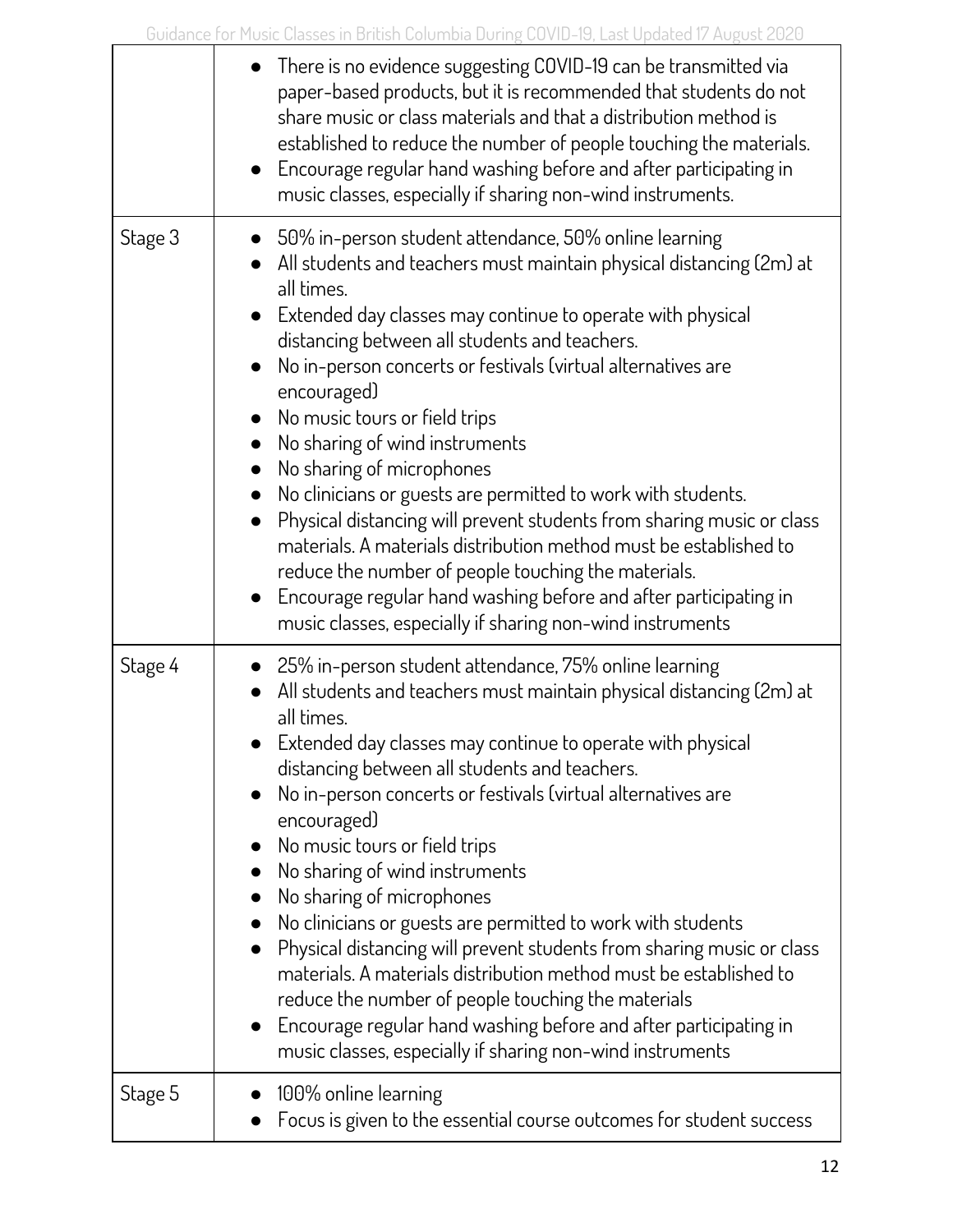| | |
|---|---|
| | • There is no evidence suggesting COVID-19 can be transmitted via paper-based products, but it is recommended that students do not share music or class materials and that a distribution method is established to reduce the number of people touching the materials.<br>• Encourage regular hand washing before and after participating in music classes, especially if sharing non-wind instruments. |
| Stage 3 | • 50% in-person student attendance, 50% online learning<br>• All students and teachers must maintain physical distancing (2m) at all times.<br>• Extended day classes may continue to operate with physical distancing between all students and teachers.<br>• No in-person concerts or festivals (virtual alternatives are encouraged)<br>• No music tours or field trips<br>• No sharing of wind instruments<br>• No sharing of microphones<br>• No clinicians or guests are permitted to work with students.<br>• Physical distancing will prevent students from sharing music or class materials. A materials distribution method must be established to reduce the number of people touching the materials.<br>• Encourage regular hand washing before and after participating in music classes, especially if sharing non-wind instruments |
| Stage 4 | • 25% in-person student attendance, 75% online learning<br>• All students and teachers must maintain physical distancing (2m) at all times.<br>• Extended day classes may continue to operate with physical distancing between all students and teachers.<br>• No in-person concerts or festivals (virtual alternatives are encouraged)<br>• No music tours or field trips<br>• No sharing of wind instruments<br>• No sharing of microphones<br>• No clinicians or guests are permitted to work with students<br>• Physical distancing will prevent students from sharing music or class materials. A materials distribution method must be established to reduce the number of people touching the materials<br>• Encourage regular hand washing before and after participating in music classes, especially if sharing non-wind instruments |
| Stage 5 | • 100% online learning<br>• Focus is given to the essential course outcomes for student success |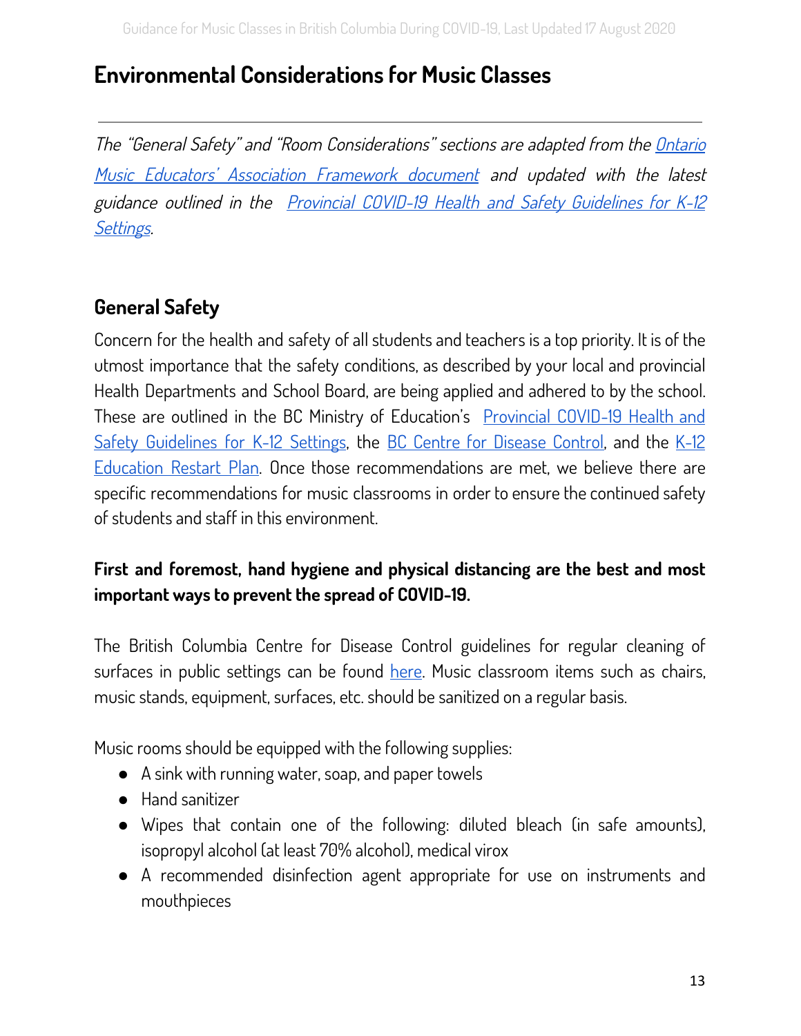# Environmental Considerations for Music Classes

---

*The "General Safety" and "Room Considerations" sections are adapted from the Ontario Music Educators' Association Framework document and updated with the latest guidance outlined in the Provincial COVID-19 Health and Safety Guidelines for K-12 Settings.*

## General Safety

Concern for the health and safety of all students and teachers is a top priority. It is of the utmost importance that the safety conditions, as described by your local and provincial Health Departments and School Board, are being applied and adhered to by the school. These are outlined in the BC Ministry of Education's Provincial COVID-19 Health and Safety Guidelines for K-12 Settings, the BC Centre for Disease Control, and the K-12 Education Restart Plan. Once those recommendations are met, we believe there are specific recommendations for music classrooms in order to ensure the continued safety of students and staff in this environment.

**First and foremost, hand hygiene and physical distancing are the best and most important ways to prevent the spread of COVID-19.**

The British Columbia Centre for Disease Control guidelines for regular cleaning of surfaces in public settings can be found here. Music classroom items such as chairs, music stands, equipment, surfaces, etc. should be sanitized on a regular basis.

Music rooms should be equipped with the following supplies:

- A sink with running water, soap, and paper towels
- Hand sanitizer
- Wipes that contain one of the following: diluted bleach (in safe amounts), isopropyl alcohol (at least 70% alcohol), medical virox
- A recommended disinfection agent appropriate for use on instruments and mouthpieces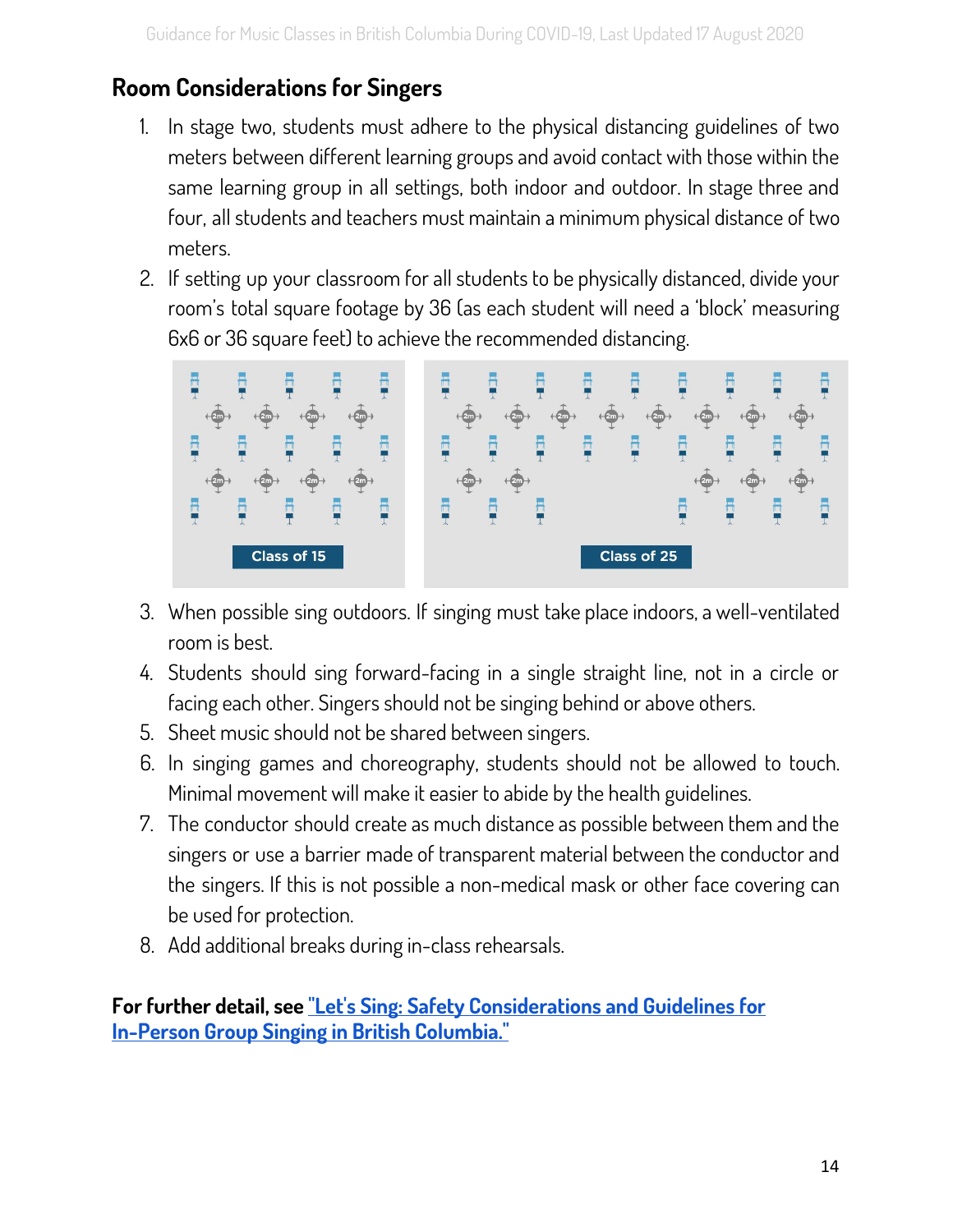## Room Considerations for Singers

1. In stage two, students must adhere to the physical distancing guidelines of two meters between different learning groups and avoid contact with those within the same learning group in all settings, both indoor and outdoor. In stage three and four, all students and teachers must maintain a minimum physical distance of two meters.
2. If setting up your classroom for all students to be physically distanced, divide your room's total square footage by 36 (as each student will need a 'block' measuring 6x6 or 36 square feet) to achieve the recommended distancing.

Class of 15

Class of 25

3. When possible sing outdoors. If singing must take place indoors, a well-ventilated room is best.
4. Students should sing forward-facing in a single straight line, not in a circle or facing each other. Singers should not be singing behind or above others.
5. Sheet music should not be shared between singers.
6. In singing games and choreography, students should not be allowed to touch. Minimal movement will make it easier to abide by the health guidelines.
7. The conductor should create as much distance as possible between them and the singers or use a barrier made of transparent material between the conductor and the singers. If this is not possible a non-medical mask or other face covering can be used for protection.
8. Add additional breaks during in-class rehearsals.

**For further detail, see "Let's Sing: Safety Considerations and Guidelines for In-Person Group Singing in British Columbia."**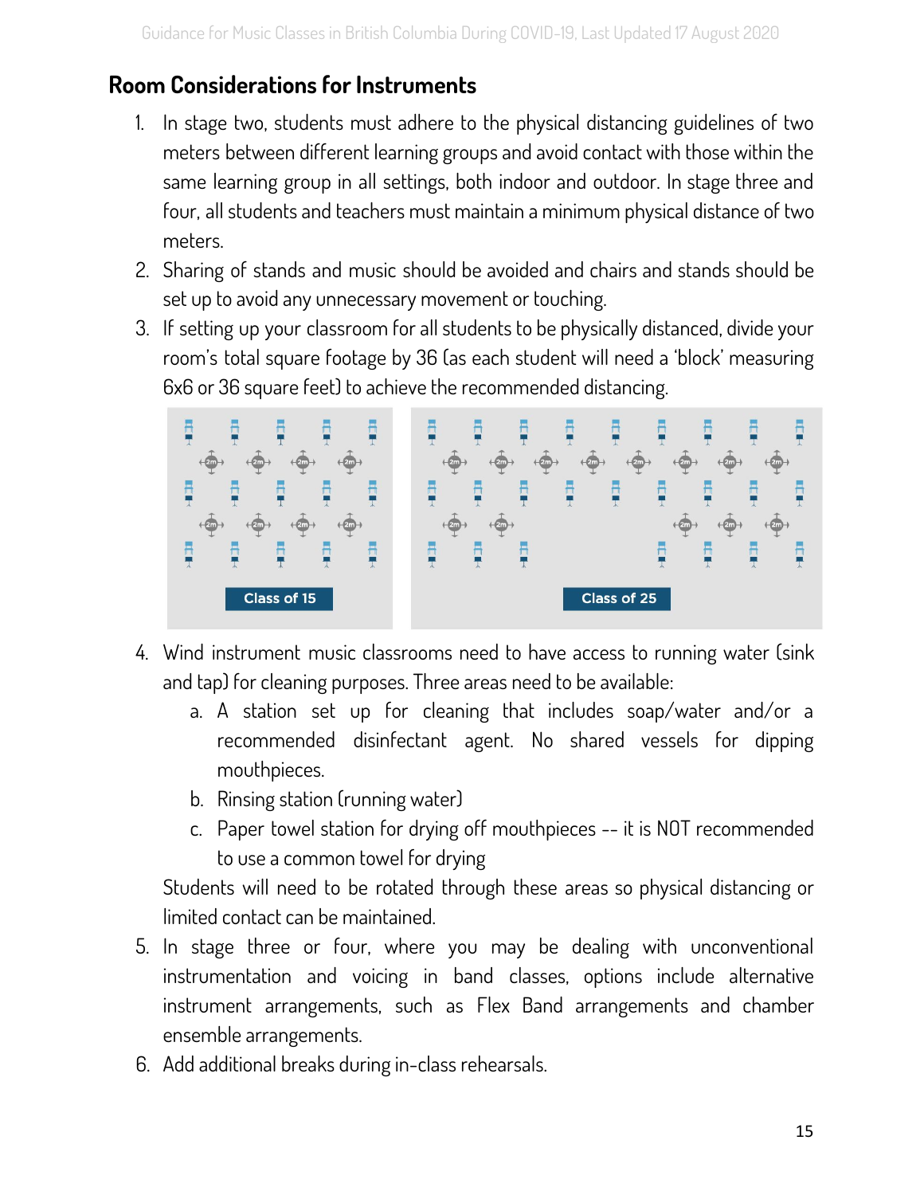## Room Considerations for Instruments

1. In stage two, students must adhere to the physical distancing guidelines of two meters between different learning groups and avoid contact with those within the same learning group in all settings, both indoor and outdoor. In stage three and four, all students and teachers must maintain a minimum physical distance of two meters.
2. Sharing of stands and music should be avoided and chairs and stands should be set up to avoid any unnecessary movement or touching.
3. If setting up your classroom for all students to be physically distanced, divide your room's total square footage by 36 (as each student will need a 'block' measuring 6x6 or 36 square feet) to achieve the recommended distancing.

Class of 15

Class of 25

4. Wind instrument music classrooms need to have access to running water (sink and tap) for cleaning purposes. Three areas need to be available:
   a. A station set up for cleaning that includes soap/water and/or a recommended disinfectant agent. No shared vessels for dipping mouthpieces.
   b. Rinsing station (running water)
   c. Paper towel station for drying off mouthpieces -- it is NOT recommended to use a common towel for drying

   Students will need to be rotated through these areas so physical distancing or limited contact can be maintained.
5. In stage three or four, where you may be dealing with unconventional instrumentation and voicing in band classes, options include alternative instrument arrangements, such as Flex Band arrangements and chamber ensemble arrangements.
6. Add additional breaks during in-class rehearsals.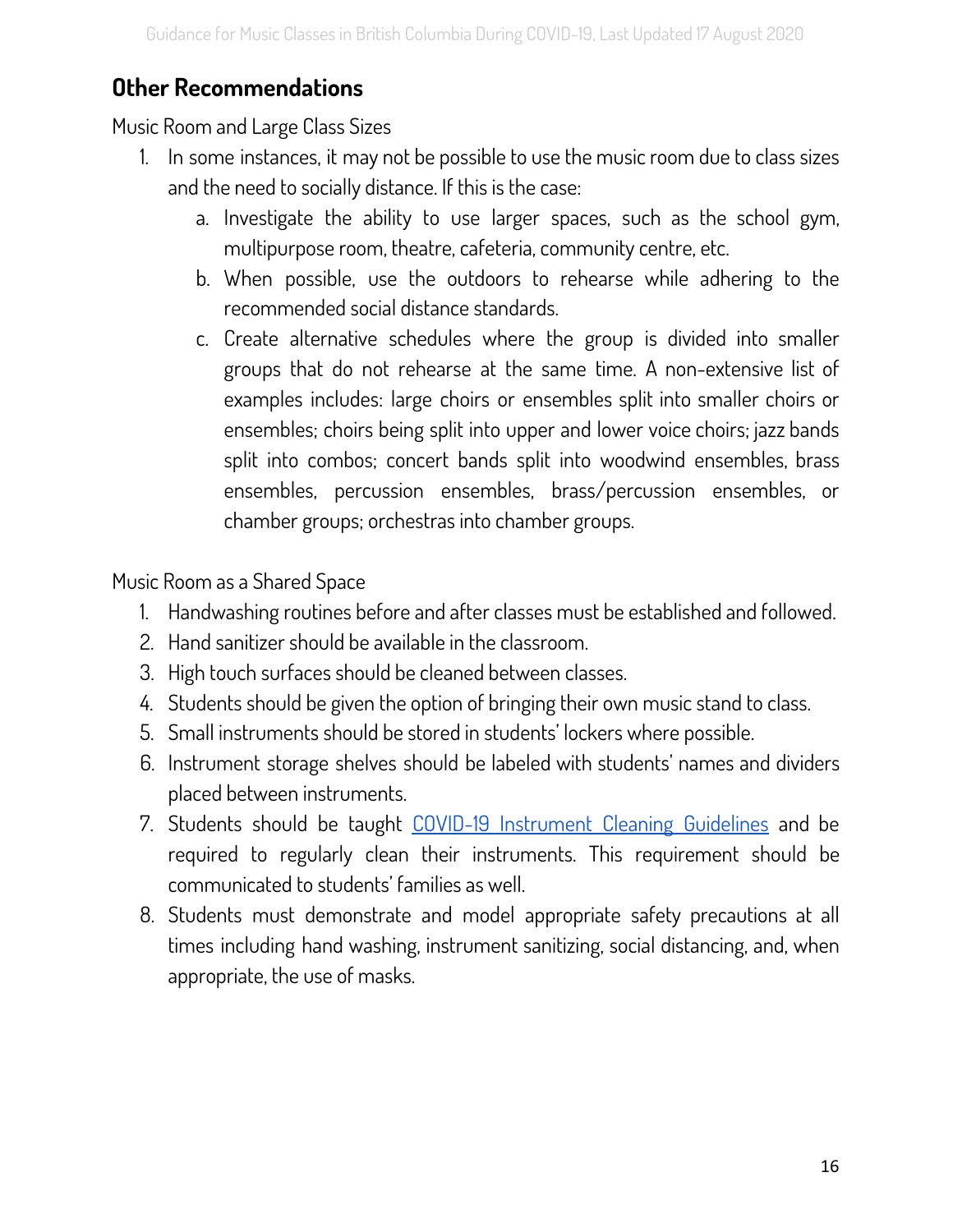## Other Recommendations

Music Room and Large Class Sizes

1. In some instances, it may not be possible to use the music room due to class sizes and the need to socially distance. If this is the case:
    a. Investigate the ability to use larger spaces, such as the school gym, multipurpose room, theatre, cafeteria, community centre, etc.
    b. When possible, use the outdoors to rehearse while adhering to the recommended social distance standards.
    c. Create alternative schedules where the group is divided into smaller groups that do not rehearse at the same time. A non-extensive list of examples includes: large choirs or ensembles split into smaller choirs or ensembles; choirs being split into upper and lower voice choirs; jazz bands split into combos; concert bands split into woodwind ensembles, brass ensembles, percussion ensembles, brass/percussion ensembles, or chamber groups; orchestras into chamber groups.

Music Room as a Shared Space

1. Handwashing routines before and after classes must be established and followed.
2. Hand sanitizer should be available in the classroom.
3. High touch surfaces should be cleaned between classes.
4. Students should be given the option of bringing their own music stand to class.
5. Small instruments should be stored in students' lockers where possible.
6. Instrument storage shelves should be labeled with students' names and dividers placed between instruments.
7. Students should be taught COVID-19 Instrument Cleaning Guidelines and be required to regularly clean their instruments. This requirement should be communicated to students' families as well.
8. Students must demonstrate and model appropriate safety precautions at all times including hand washing, instrument sanitizing, social distancing, and, when appropriate, the use of masks.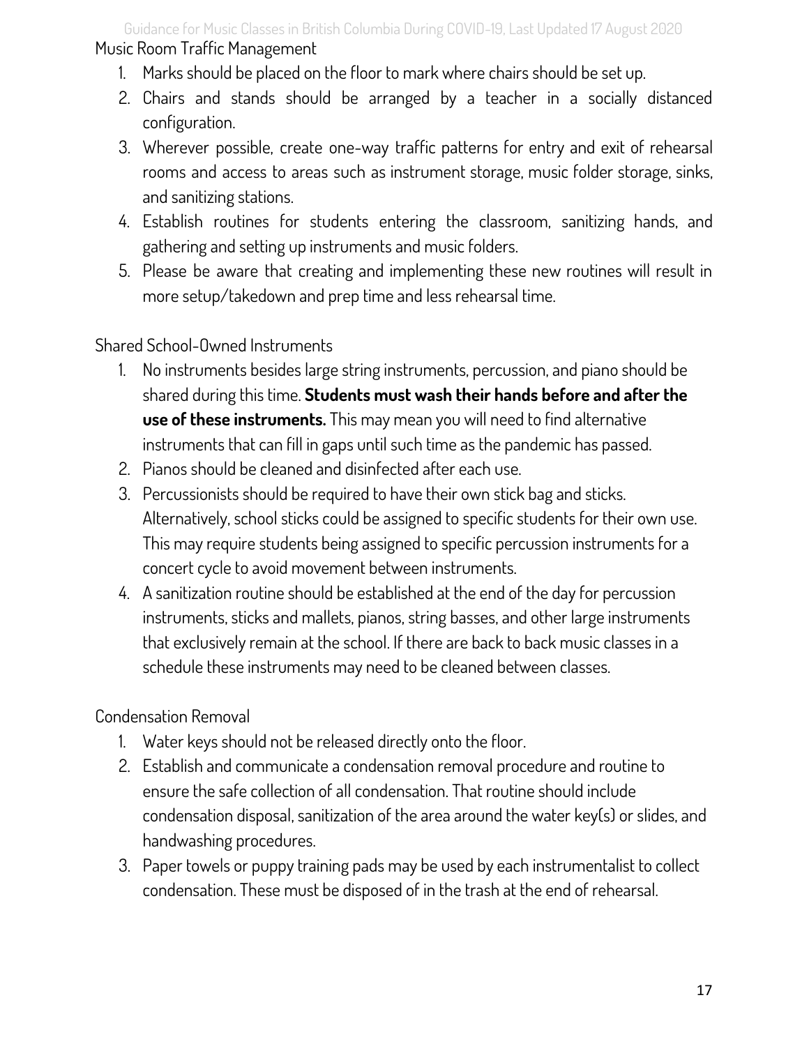## Music Room Traffic Management

1. Marks should be placed on the floor to mark where chairs should be set up.
2. Chairs and stands should be arranged by a teacher in a socially distanced configuration.
3. Wherever possible, create one-way traffic patterns for entry and exit of rehearsal rooms and access to areas such as instrument storage, music folder storage, sinks, and sanitizing stations.
4. Establish routines for students entering the classroom, sanitizing hands, and gathering and setting up instruments and music folders.
5. Please be aware that creating and implementing these new routines will result in more setup/takedown and prep time and less rehearsal time.

## Shared School-Owned Instruments

1. No instruments besides large string instruments, percussion, and piano should be shared during this time. **Students must wash their hands before and after the use of these instruments.** This may mean you will need to find alternative instruments that can fill in gaps until such time as the pandemic has passed.
2. Pianos should be cleaned and disinfected after each use.
3. Percussionists should be required to have their own stick bag and sticks. Alternatively, school sticks could be assigned to specific students for their own use. This may require students being assigned to specific percussion instruments for a concert cycle to avoid movement between instruments.
4. A sanitization routine should be established at the end of the day for percussion instruments, sticks and mallets, pianos, string basses, and other large instruments that exclusively remain at the school. If there are back to back music classes in a schedule these instruments may need to be cleaned between classes.

## Condensation Removal

1. Water keys should not be released directly onto the floor.
2. Establish and communicate a condensation removal procedure and routine to ensure the safe collection of all condensation. That routine should include condensation disposal, sanitization of the area around the water key(s) or slides, and handwashing procedures.
3. Paper towels or puppy training pads may be used by each instrumentalist to collect condensation. These must be disposed of in the trash at the end of rehearsal.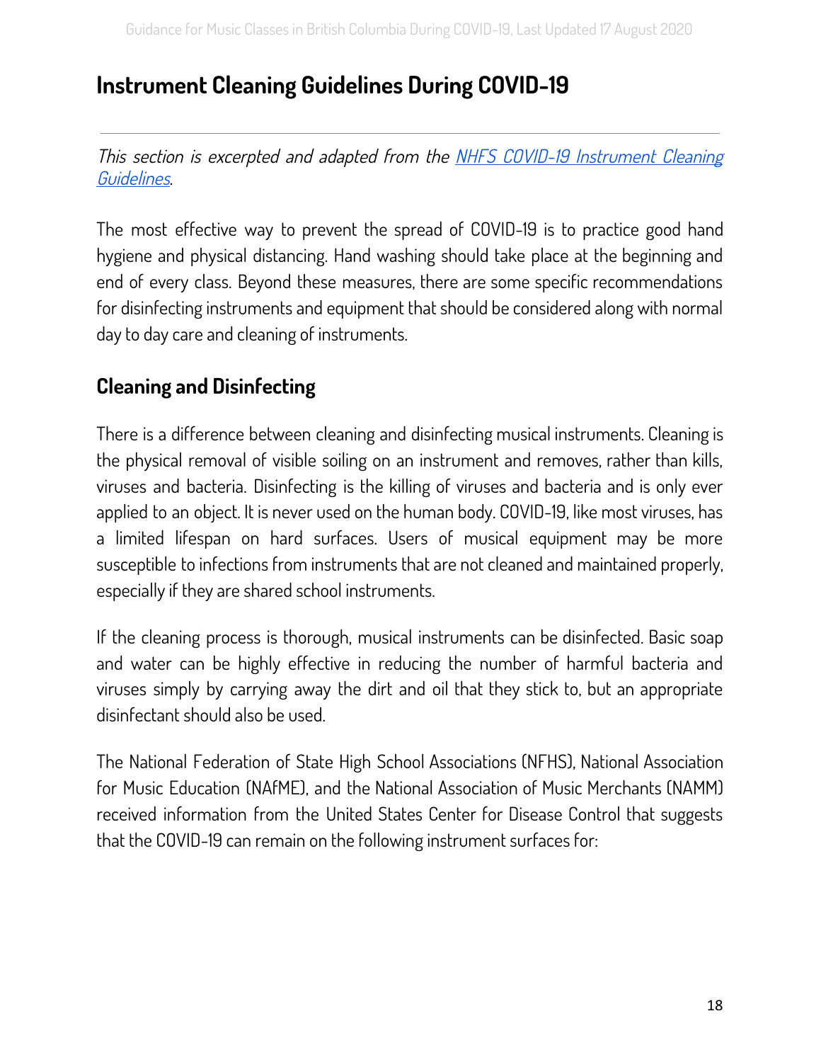# Instrument Cleaning Guidelines During COVID-19

---

*This section is excerpted and adapted from the [NHFS COVID-19 Instrument Cleaning Guidelines](NHFS COVID-19 Instrument Cleaning Guidelines).*

The most effective way to prevent the spread of COVID-19 is to practice good hand hygiene and physical distancing. Hand washing should take place at the beginning and end of every class. Beyond these measures, there are some specific recommendations for disinfecting instruments and equipment that should be considered along with normal day to day care and cleaning of instruments.

## Cleaning and Disinfecting

There is a difference between cleaning and disinfecting musical instruments. Cleaning is the physical removal of visible soiling on an instrument and removes, rather than kills, viruses and bacteria. Disinfecting is the killing of viruses and bacteria and is only ever applied to an object. It is never used on the human body. COVID-19, like most viruses, has a limited lifespan on hard surfaces. Users of musical equipment may be more susceptible to infections from instruments that are not cleaned and maintained properly, especially if they are shared school instruments.

If the cleaning process is thorough, musical instruments can be disinfected. Basic soap and water can be highly effective in reducing the number of harmful bacteria and viruses simply by carrying away the dirt and oil that they stick to, but an appropriate disinfectant should also be used.

The National Federation of State High School Associations (NFHS), National Association for Music Education (NAfME), and the National Association of Music Merchants (NAMM) received information from the United States Center for Disease Control that suggests that the COVID-19 can remain on the following instrument surfaces for: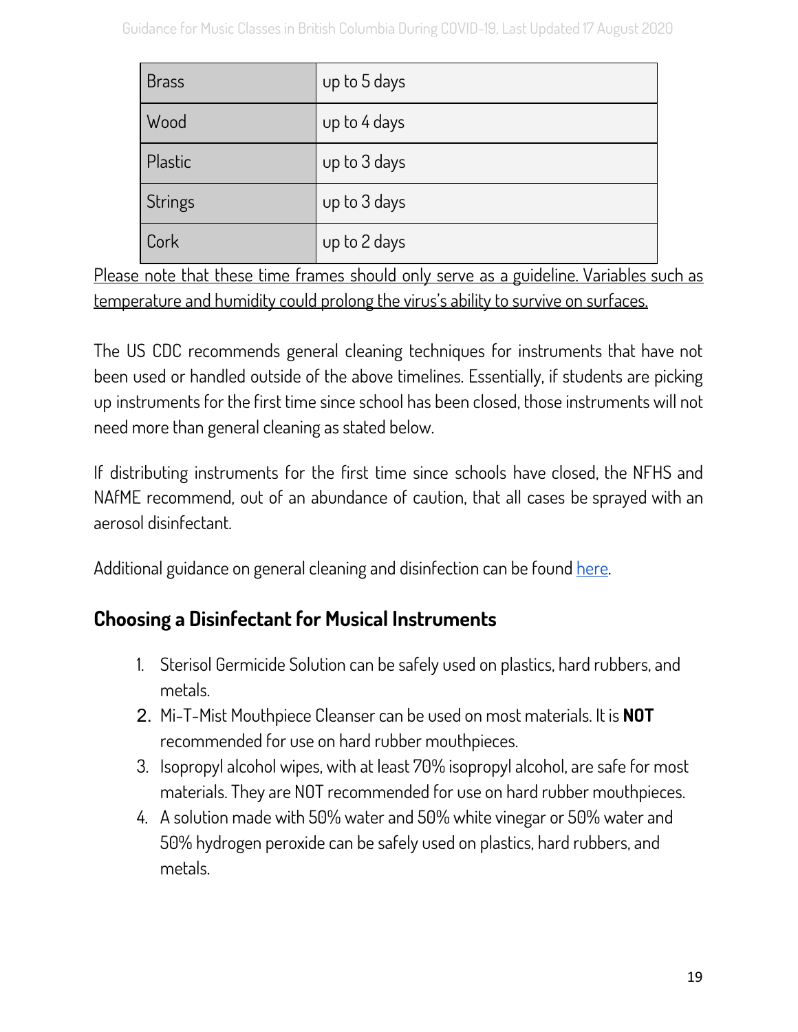| Brass | up to 5 days |
|---|---|
| Wood | up to 4 days |
| Plastic | up to 3 days |
| Strings | up to 3 days |
| Cork | up to 2 days |

Please note that these time frames should only serve as a guideline. Variables such as temperature and humidity could prolong the virus's ability to survive on surfaces.

The US CDC recommends general cleaning techniques for instruments that have not been used or handled outside of the above timelines. Essentially, if students are picking up instruments for the first time since school has been closed, those instruments will not need more than general cleaning as stated below.

If distributing instruments for the first time since schools have closed, the NFHS and NAfME recommend, out of an abundance of caution, that all cases be sprayed with an aerosol disinfectant.

Additional guidance on general cleaning and disinfection can be found here.

## Choosing a Disinfectant for Musical Instruments

1. Sterisol Germicide Solution can be safely used on plastics, hard rubbers, and metals.
2. Mi-T-Mist Mouthpiece Cleanser can be used on most materials. It is **NOT** recommended for use on hard rubber mouthpieces.
3. Isopropyl alcohol wipes, with at least 70% isopropyl alcohol, are safe for most materials. They are NOT recommended for use on hard rubber mouthpieces.
4. A solution made with 50% water and 50% white vinegar or 50% water and 50% hydrogen peroxide can be safely used on plastics, hard rubbers, and metals.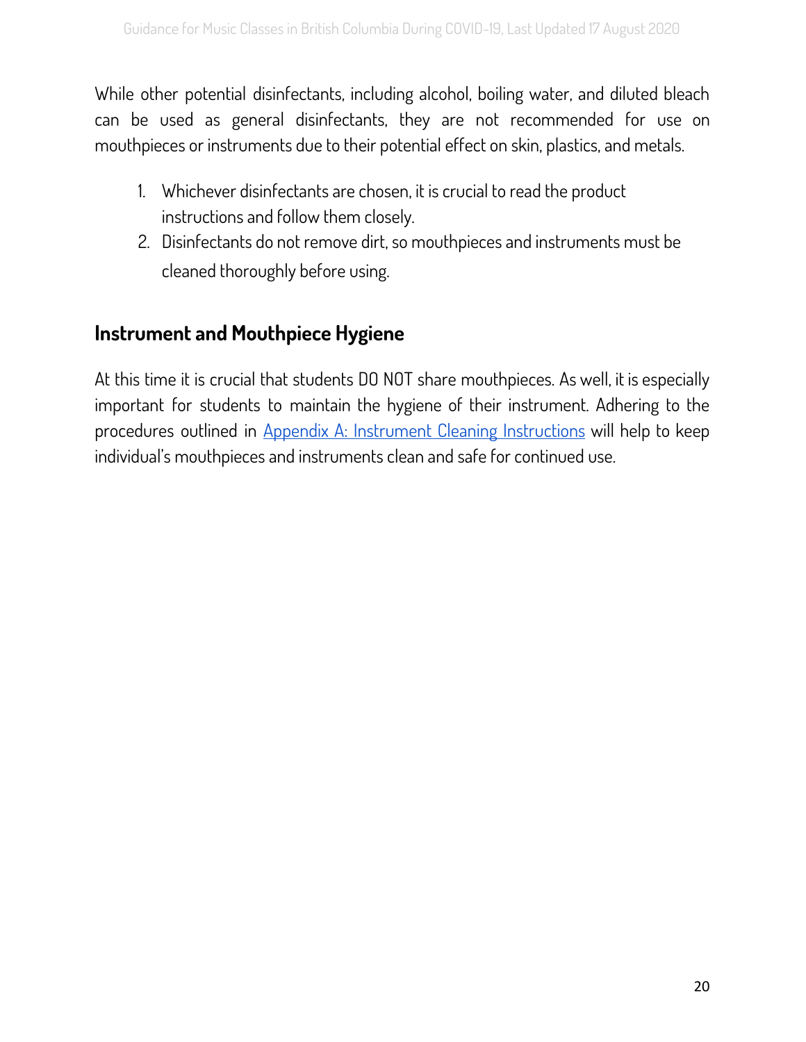While other potential disinfectants, including alcohol, boiling water, and diluted bleach can be used as general disinfectants, they are not recommended for use on mouthpieces or instruments due to their potential effect on skin, plastics, and metals.

1. Whichever disinfectants are chosen, it is crucial to read the product instructions and follow them closely.
2. Disinfectants do not remove dirt, so mouthpieces and instruments must be cleaned thoroughly before using.

## Instrument and Mouthpiece Hygiene

At this time it is crucial that students DO NOT share mouthpieces. As well, it is especially important for students to maintain the hygiene of their instrument. Adhering to the procedures outlined in Appendix A: Instrument Cleaning Instructions will help to keep individual's mouthpieces and instruments clean and safe for continued use.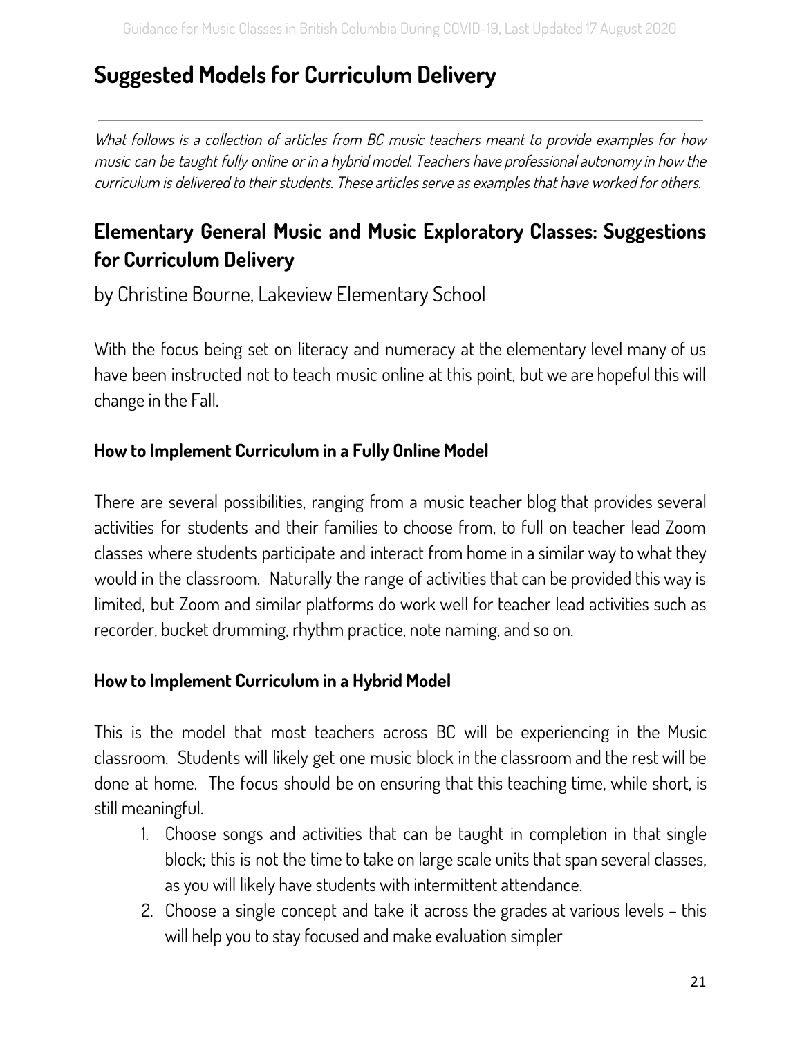# Suggested Models for Curriculum Delivery

---

*What follows is a collection of articles from BC music teachers meant to provide examples for how music can be taught fully online or in a hybrid model. Teachers have professional autonomy in how the curriculum is delivered to their students. These articles serve as examples that have worked for others.*

## Elementary General Music and Music Exploratory Classes: Suggestions for Curriculum Delivery

by Christine Bourne, Lakeview Elementary School

With the focus being set on literacy and numeracy at the elementary level many of us have been instructed not to teach music online at this point, but we are hopeful this will change in the Fall.

### How to Implement Curriculum in a Fully Online Model

There are several possibilities, ranging from a music teacher blog that provides several activities for students and their families to choose from, to full on teacher lead Zoom classes where students participate and interact from home in a similar way to what they would in the classroom. Naturally the range of activities that can be provided this way is limited, but Zoom and similar platforms do work well for teacher lead activities such as recorder, bucket drumming, rhythm practice, note naming, and so on.

### How to Implement Curriculum in a Hybrid Model

This is the model that most teachers across BC will be experiencing in the Music classroom. Students will likely get one music block in the classroom and the rest will be done at home. The focus should be on ensuring that this teaching time, while short, is still meaningful.

1. Choose songs and activities that can be taught in completion in that single block; this is not the time to take on large scale units that span several classes, as you will likely have students with intermittent attendance.
2. Choose a single concept and take it across the grades at various levels – this will help you to stay focused and make evaluation simpler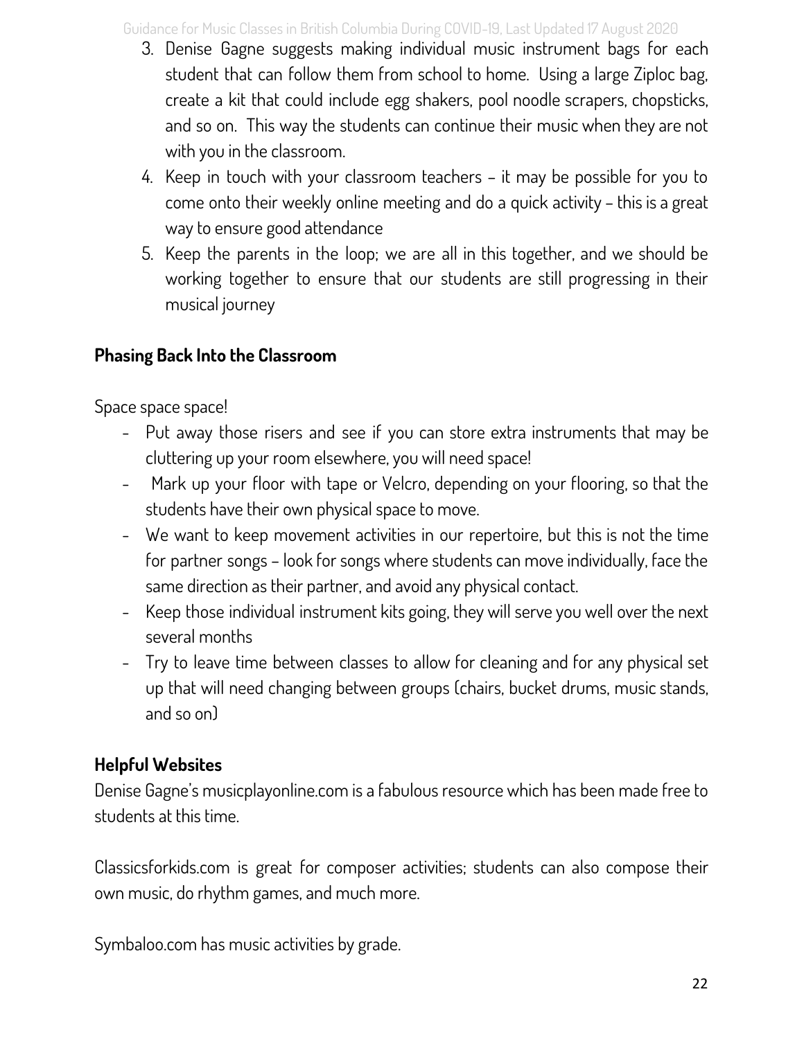3. Denise Gagne suggests making individual music instrument bags for each student that can follow them from school to home. Using a large Ziploc bag, create a kit that could include egg shakers, pool noodle scrapers, chopsticks, and so on. This way the students can continue their music when they are not with you in the classroom.
4. Keep in touch with your classroom teachers – it may be possible for you to come onto their weekly online meeting and do a quick activity – this is a great way to ensure good attendance
5. Keep the parents in the loop; we are all in this together, and we should be working together to ensure that our students are still progressing in their musical journey

**Phasing Back Into the Classroom**

Space space space!

- Put away those risers and see if you can store extra instruments that may be cluttering up your room elsewhere, you will need space!
- Mark up your floor with tape or Velcro, depending on your flooring, so that the students have their own physical space to move.
- We want to keep movement activities in our repertoire, but this is not the time for partner songs – look for songs where students can move individually, face the same direction as their partner, and avoid any physical contact.
- Keep those individual instrument kits going, they will serve you well over the next several months
- Try to leave time between classes to allow for cleaning and for any physical set up that will need changing between groups (chairs, bucket drums, music stands, and so on)

**Helpful Websites**

Denise Gagne's musicplayonline.com is a fabulous resource which has been made free to students at this time.

Classicsforkids.com is great for composer activities; students can also compose their own music, do rhythm games, and much more.

Symbaloo.com has music activities by grade.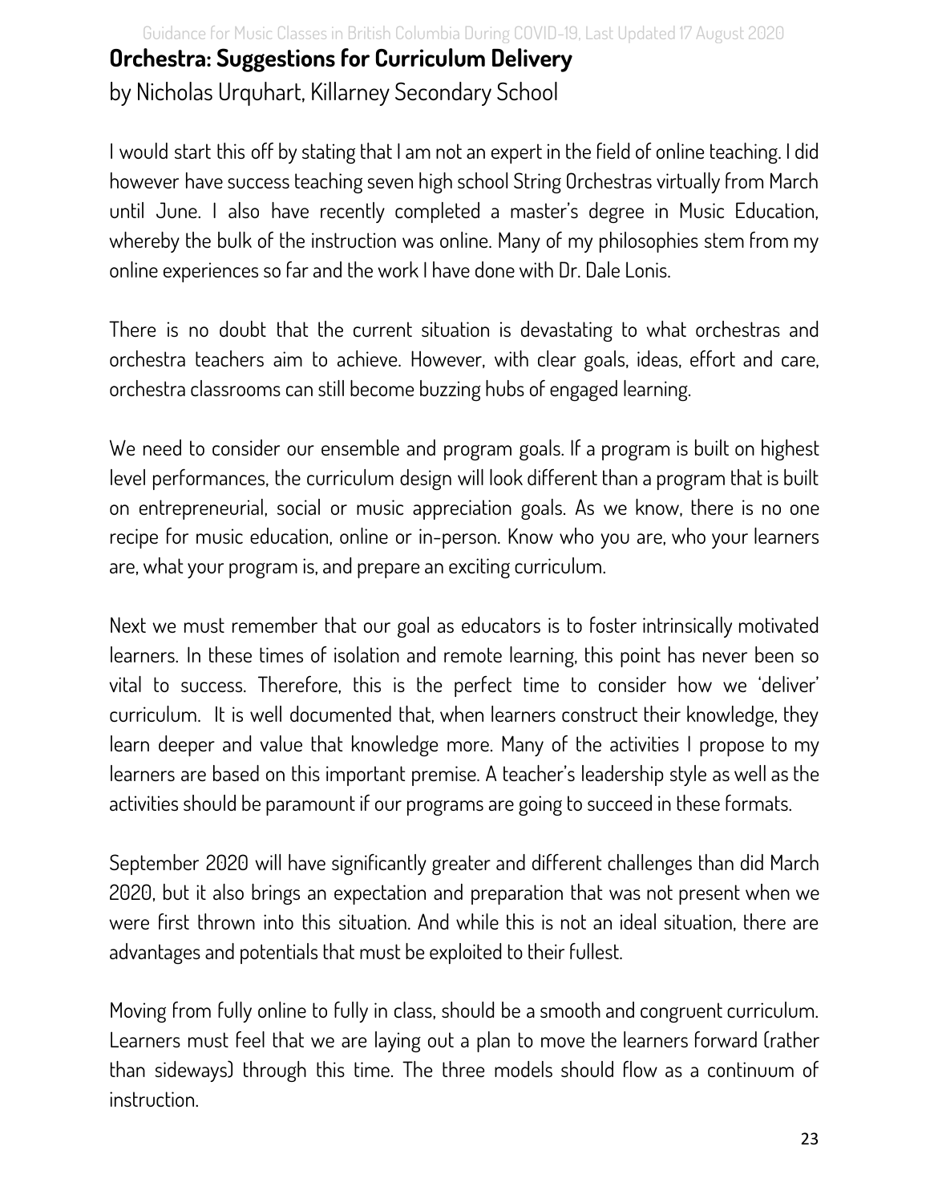## Orchestra: Suggestions for Curriculum Delivery

by Nicholas Urquhart, Killarney Secondary School

I would start this off by stating that I am not an expert in the field of online teaching. I did however have success teaching seven high school String Orchestras virtually from March until June. I also have recently completed a master's degree in Music Education, whereby the bulk of the instruction was online. Many of my philosophies stem from my online experiences so far and the work I have done with Dr. Dale Lonis.

There is no doubt that the current situation is devastating to what orchestras and orchestra teachers aim to achieve. However, with clear goals, ideas, effort and care, orchestra classrooms can still become buzzing hubs of engaged learning.

We need to consider our ensemble and program goals. If a program is built on highest level performances, the curriculum design will look different than a program that is built on entrepreneurial, social or music appreciation goals. As we know, there is no one recipe for music education, online or in-person. Know who you are, who your learners are, what your program is, and prepare an exciting curriculum.

Next we must remember that our goal as educators is to foster intrinsically motivated learners. In these times of isolation and remote learning, this point has never been so vital to success. Therefore, this is the perfect time to consider how we 'deliver' curriculum. It is well documented that, when learners construct their knowledge, they learn deeper and value that knowledge more. Many of the activities I propose to my learners are based on this important premise. A teacher's leadership style as well as the activities should be paramount if our programs are going to succeed in these formats.

September 2020 will have significantly greater and different challenges than did March 2020, but it also brings an expectation and preparation that was not present when we were first thrown into this situation. And while this is not an ideal situation, there are advantages and potentials that must be exploited to their fullest.

Moving from fully online to fully in class, should be a smooth and congruent curriculum. Learners must feel that we are laying out a plan to move the learners forward (rather than sideways) through this time. The three models should flow as a continuum of instruction.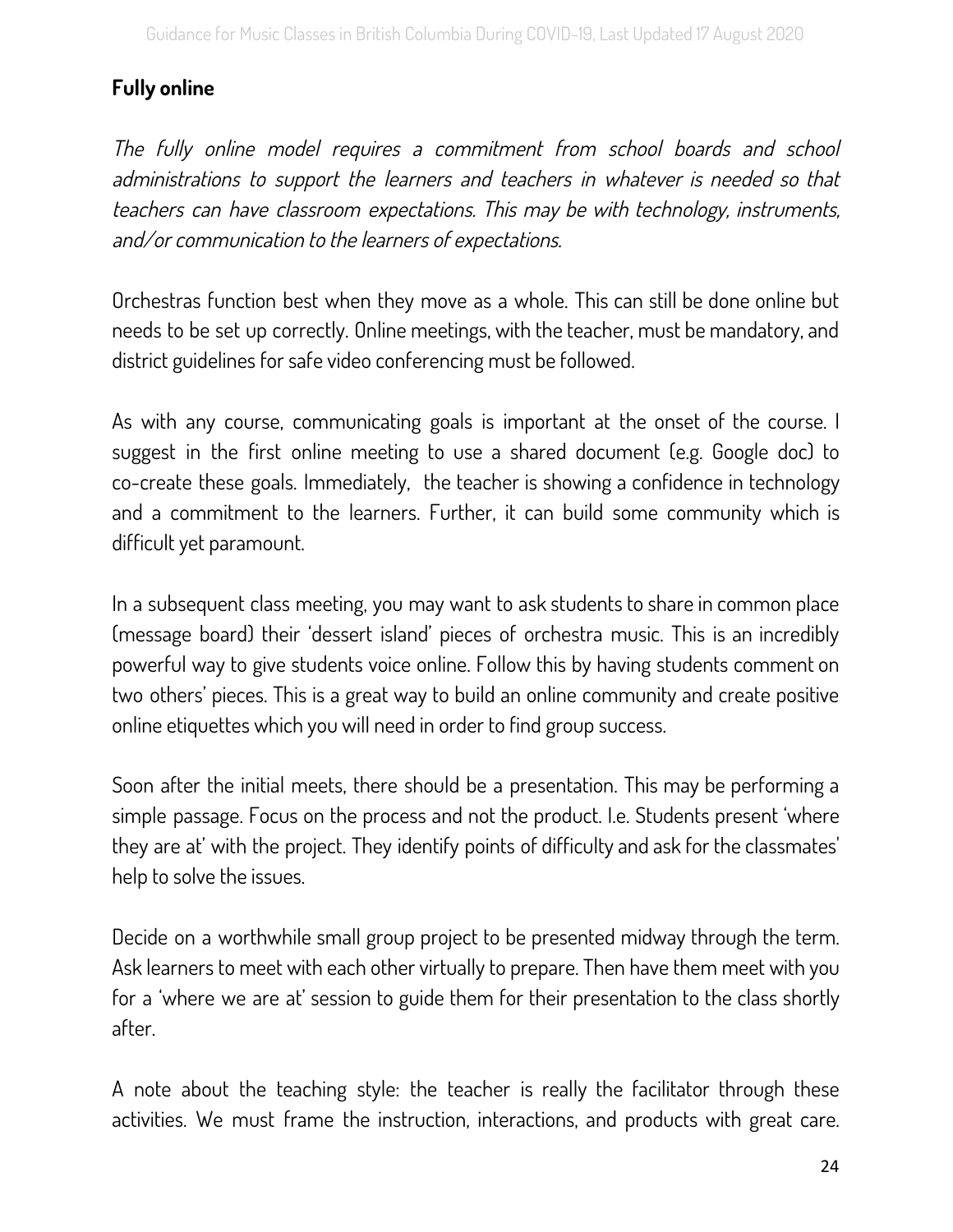**Fully online**

*The fully online model requires a commitment from school boards and school administrations to support the learners and teachers in whatever is needed so that teachers can have classroom expectations. This may be with technology, instruments, and/or communication to the learners of expectations.*

Orchestras function best when they move as a whole. This can still be done online but needs to be set up correctly. Online meetings, with the teacher, must be mandatory, and district guidelines for safe video conferencing must be followed.

As with any course, communicating goals is important at the onset of the course. I suggest in the first online meeting to use a shared document (e.g. Google doc) to co-create these goals. Immediately, the teacher is showing a confidence in technology and a commitment to the learners. Further, it can build some community which is difficult yet paramount.

In a subsequent class meeting, you may want to ask students to share in common place (message board) their 'dessert island' pieces of orchestra music. This is an incredibly powerful way to give students voice online. Follow this by having students comment on two others' pieces. This is a great way to build an online community and create positive online etiquettes which you will need in order to find group success.

Soon after the initial meets, there should be a presentation. This may be performing a simple passage. Focus on the process and not the product. I.e. Students present 'where they are at' with the project. They identify points of difficulty and ask for the classmates' help to solve the issues.

Decide on a worthwhile small group project to be presented midway through the term. Ask learners to meet with each other virtually to prepare. Then have them meet with you for a 'where we are at' session to guide them for their presentation to the class shortly after.

A note about the teaching style: the teacher is really the facilitator through these activities. We must frame the instruction, interactions, and products with great care.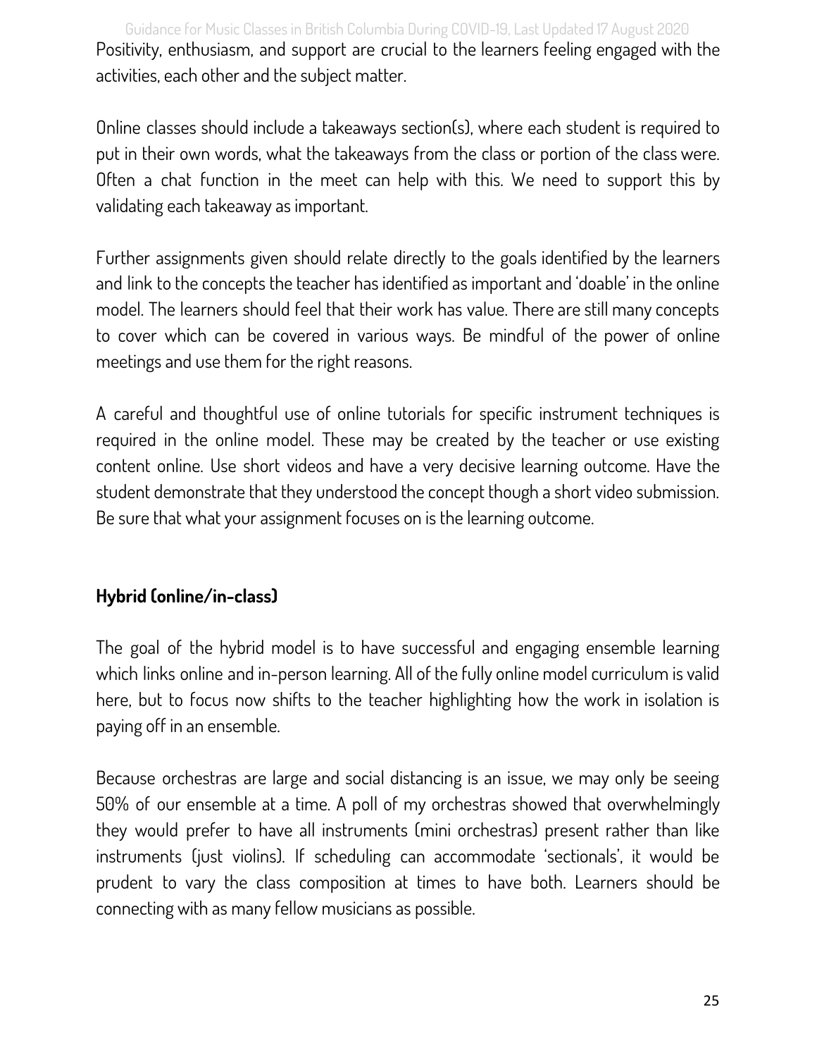Positivity, enthusiasm, and support are crucial to the learners feeling engaged with the activities, each other and the subject matter.

Online classes should include a takeaways section(s), where each student is required to put in their own words, what the takeaways from the class or portion of the class were. Often a chat function in the meet can help with this. We need to support this by validating each takeaway as important.

Further assignments given should relate directly to the goals identified by the learners and link to the concepts the teacher has identified as important and 'doable' in the online model. The learners should feel that their work has value. There are still many concepts to cover which can be covered in various ways. Be mindful of the power of online meetings and use them for the right reasons.

A careful and thoughtful use of online tutorials for specific instrument techniques is required in the online model. These may be created by the teacher or use existing content online. Use short videos and have a very decisive learning outcome. Have the student demonstrate that they understood the concept though a short video submission. Be sure that what your assignment focuses on is the learning outcome.

**Hybrid (online/in-class)**

The goal of the hybrid model is to have successful and engaging ensemble learning which links online and in-person learning. All of the fully online model curriculum is valid here, but to focus now shifts to the teacher highlighting how the work in isolation is paying off in an ensemble.

Because orchestras are large and social distancing is an issue, we may only be seeing 50% of our ensemble at a time. A poll of my orchestras showed that overwhelmingly they would prefer to have all instruments (mini orchestras) present rather than like instruments (just violins). If scheduling can accommodate 'sectionals', it would be prudent to vary the class composition at times to have both. Learners should be connecting with as many fellow musicians as possible.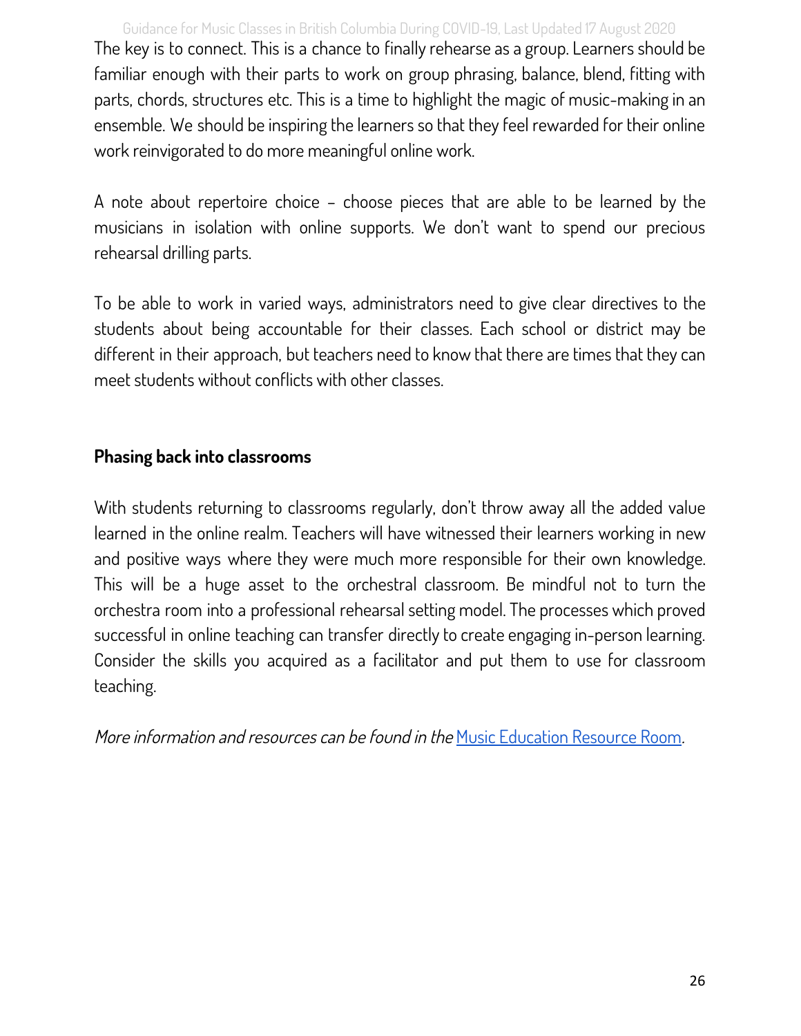The key is to connect. This is a chance to finally rehearse as a group. Learners should be familiar enough with their parts to work on group phrasing, balance, blend, fitting with parts, chords, structures etc. This is a time to highlight the magic of music-making in an ensemble. We should be inspiring the learners so that they feel rewarded for their online work reinvigorated to do more meaningful online work.

A note about repertoire choice – choose pieces that are able to be learned by the musicians in isolation with online supports. We don't want to spend our precious rehearsal drilling parts.

To be able to work in varied ways, administrators need to give clear directives to the students about being accountable for their classes. Each school or district may be different in their approach, but teachers need to know that there are times that they can meet students without conflicts with other classes.

**Phasing back into classrooms**

With students returning to classrooms regularly, don't throw away all the added value learned in the online realm. Teachers will have witnessed their learners working in new and positive ways where they were much more responsible for their own knowledge. This will be a huge asset to the orchestral classroom. Be mindful not to turn the orchestra room into a professional rehearsal setting model. The processes which proved successful in online teaching can transfer directly to create engaging in-person learning. Consider the skills you acquired as a facilitator and put them to use for classroom teaching.

*More information and resources can be found in the* Music Education Resource Room.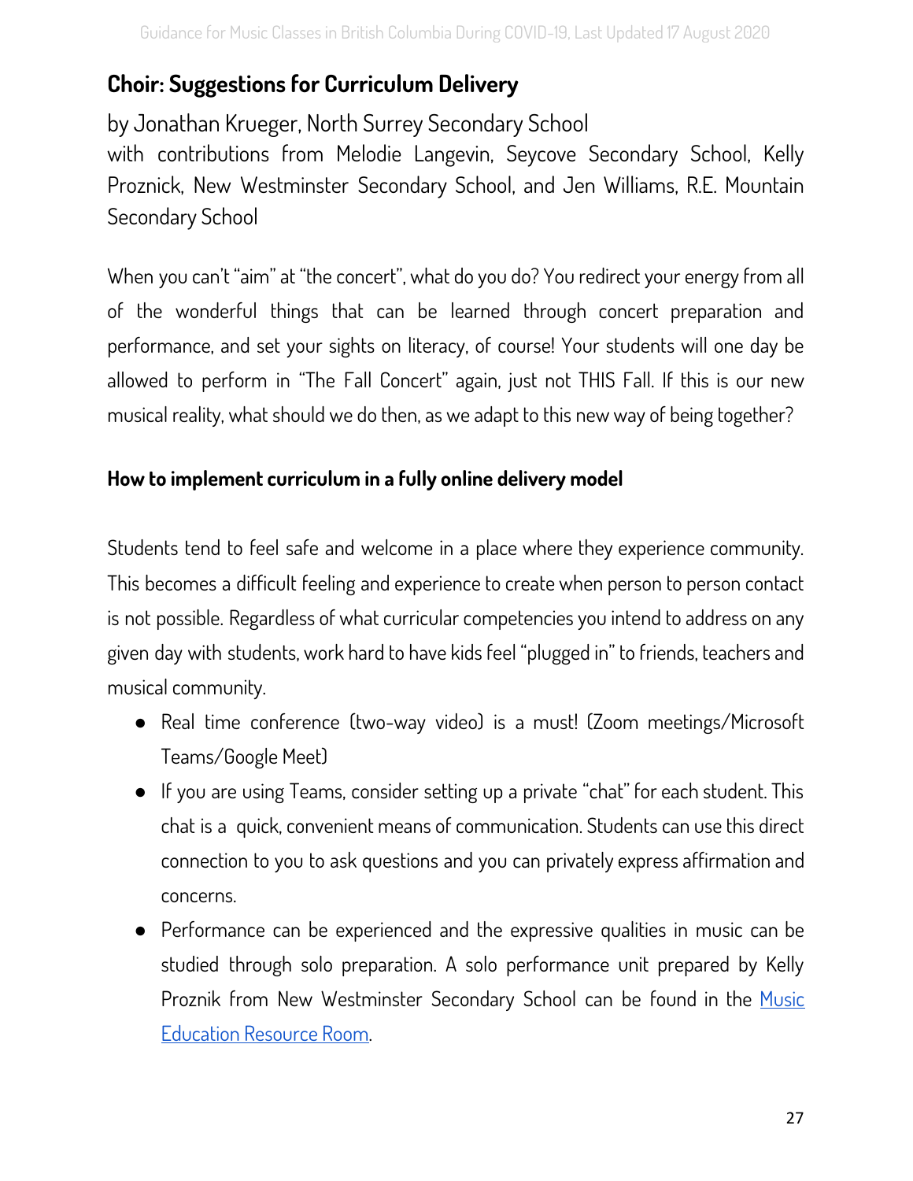## Choir: Suggestions for Curriculum Delivery

by Jonathan Krueger, North Surrey Secondary School
with contributions from Melodie Langevin, Seycove Secondary School, Kelly Proznick, New Westminster Secondary School, and Jen Williams, R.E. Mountain Secondary School

When you can't "aim" at "the concert", what do you do? You redirect your energy from all of the wonderful things that can be learned through concert preparation and performance, and set your sights on literacy, of course! Your students will one day be allowed to perform in "The Fall Concert" again, just not THIS Fall. If this is our new musical reality, what should we do then, as we adapt to this new way of being together?

### How to implement curriculum in a fully online delivery model

Students tend to feel safe and welcome in a place where they experience community. This becomes a difficult feeling and experience to create when person to person contact is not possible. Regardless of what curricular competencies you intend to address on any given day with students, work hard to have kids feel "plugged in" to friends, teachers and musical community.

- Real time conference (two-way video) is a must! (Zoom meetings/Microsoft Teams/Google Meet)
- If you are using Teams, consider setting up a private "chat" for each student. This chat is a quick, convenient means of communication. Students can use this direct connection to you to ask questions and you can privately express affirmation and concerns.
- Performance can be experienced and the expressive qualities in music can be studied through solo preparation. A solo performance unit prepared by Kelly Proznik from New Westminster Secondary School can be found in the Music Education Resource Room.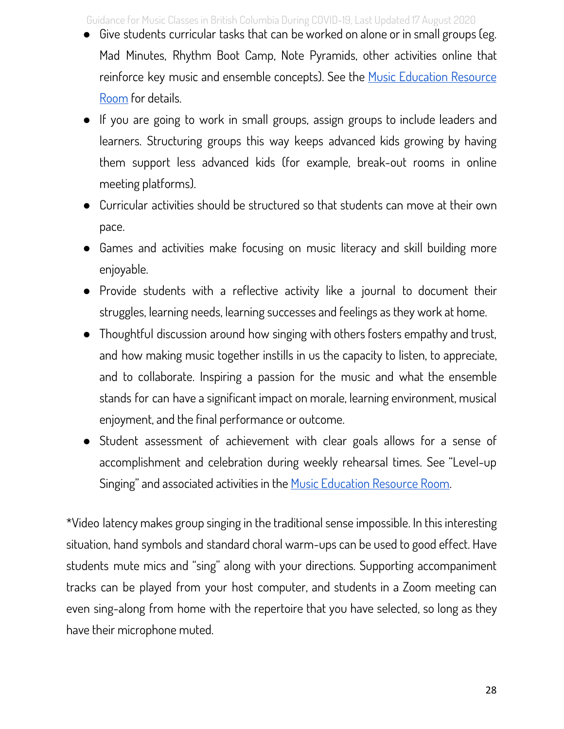- Give students curricular tasks that can be worked on alone or in small groups (eg. Mad Minutes, Rhythm Boot Camp, Note Pyramids, other activities online that reinforce key music and ensemble concepts). See the [Music Education Resource Room]() for details.
- If you are going to work in small groups, assign groups to include leaders and learners. Structuring groups this way keeps advanced kids growing by having them support less advanced kids (for example, break-out rooms in online meeting platforms).
- Curricular activities should be structured so that students can move at their own pace.
- Games and activities make focusing on music literacy and skill building more enjoyable.
- Provide students with a reflective activity like a journal to document their struggles, learning needs, learning successes and feelings as they work at home.
- Thoughtful discussion around how singing with others fosters empathy and trust, and how making music together instills in us the capacity to listen, to appreciate, and to collaborate. Inspiring a passion for the music and what the ensemble stands for can have a significant impact on morale, learning environment, musical enjoyment, and the final performance or outcome.
- Student assessment of achievement with clear goals allows for a sense of accomplishment and celebration during weekly rehearsal times. See "Level-up Singing" and associated activities in the [Music Education Resource Room]().

*Video latency makes group singing in the traditional sense impossible. In this interesting situation, hand symbols and standard choral warm-ups can be used to good effect. Have students mute mics and "sing" along with your directions. Supporting accompaniment tracks can be played from your host computer, and students in a Zoom meeting can even sing-along from home with the repertoire that you have selected, so long as they have their microphone muted.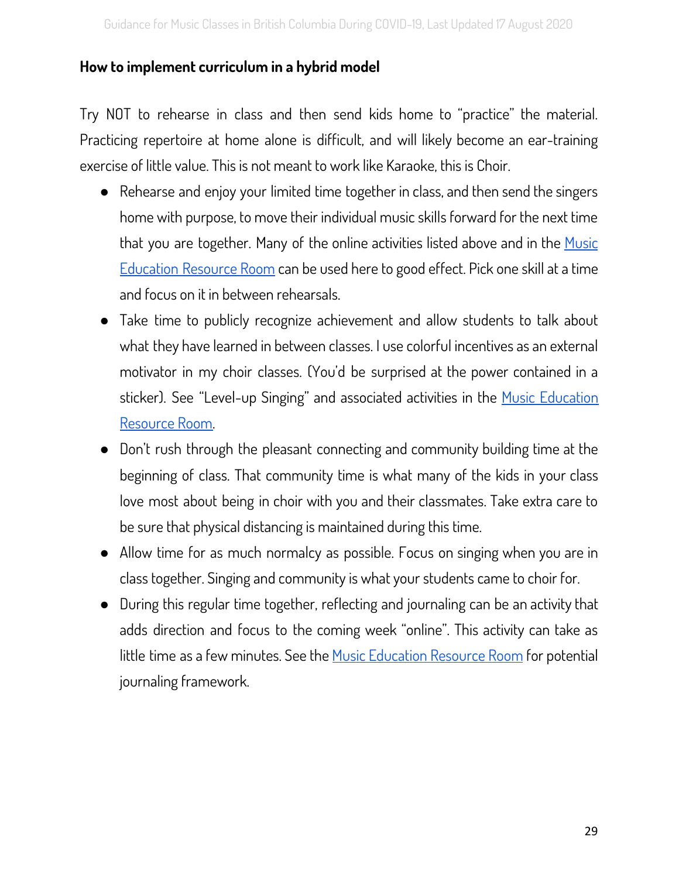## How to implement curriculum in a hybrid model

Try NOT to rehearse in class and then send kids home to "practice" the material. Practicing repertoire at home alone is difficult, and will likely become an ear-training exercise of little value. This is not meant to work like Karaoke, this is Choir.

- Rehearse and enjoy your limited time together in class, and then send the singers home with purpose, to move their individual music skills forward for the next time that you are together. Many of the online activities listed above and in the Music Education Resource Room can be used here to good effect. Pick one skill at a time and focus on it in between rehearsals.
- Take time to publicly recognize achievement and allow students to talk about what they have learned in between classes. I use colorful incentives as an external motivator in my choir classes. (You'd be surprised at the power contained in a sticker). See "Level-up Singing" and associated activities in the Music Education Resource Room.
- Don't rush through the pleasant connecting and community building time at the beginning of class. That community time is what many of the kids in your class love most about being in choir with you and their classmates. Take extra care to be sure that physical distancing is maintained during this time.
- Allow time for as much normalcy as possible. Focus on singing when you are in class together. Singing and community is what your students came to choir for.
- During this regular time together, reflecting and journaling can be an activity that adds direction and focus to the coming week "online". This activity can take as little time as a few minutes. See the Music Education Resource Room for potential journaling framework.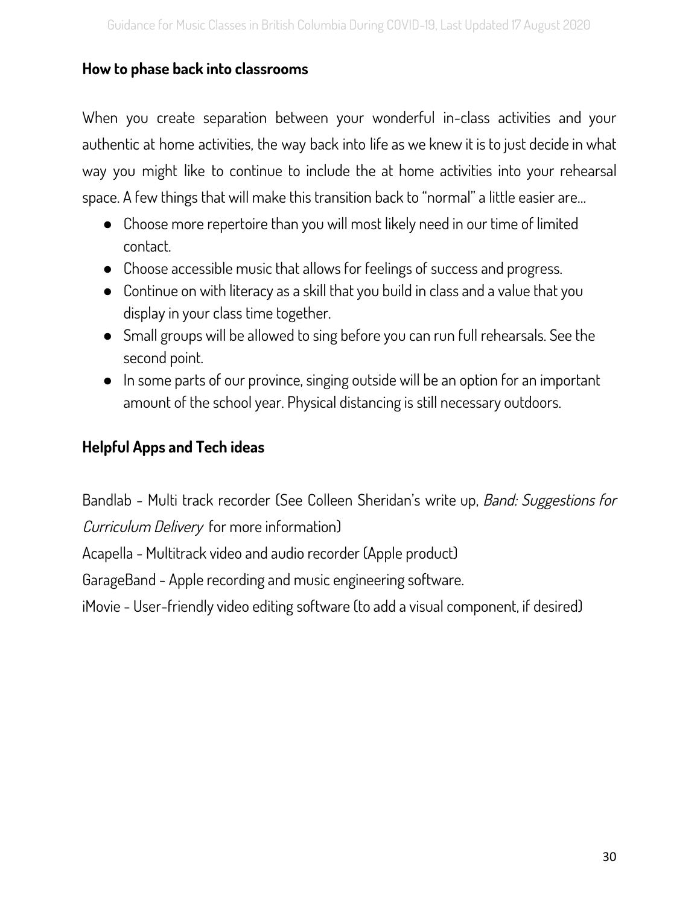## How to phase back into classrooms

When you create separation between your wonderful in-class activities and your authentic at home activities, the way back into life as we knew it is to just decide in what way you might like to continue to include the at home activities into your rehearsal space. A few things that will make this transition back to "normal" a little easier are...

- Choose more repertoire than you will most likely need in our time of limited contact.
- Choose accessible music that allows for feelings of success and progress.
- Continue on with literacy as a skill that you build in class and a value that you display in your class time together.
- Small groups will be allowed to sing before you can run full rehearsals. See the second point.
- In some parts of our province, singing outside will be an option for an important amount of the school year. Physical distancing is still necessary outdoors.

## Helpful Apps and Tech ideas

Bandlab - Multi track recorder (See Colleen Sheridan's write up, *Band: Suggestions for Curriculum Delivery* for more information)

Acapella - Multitrack video and audio recorder (Apple product)

GarageBand - Apple recording and music engineering software.

iMovie - User-friendly video editing software (to add a visual component, if desired)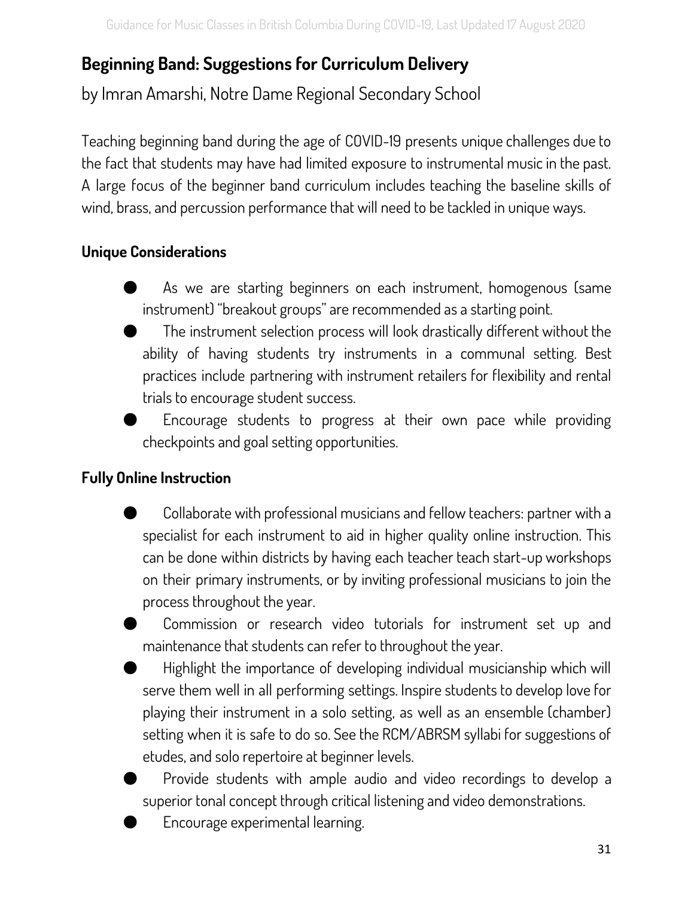## Beginning Band: Suggestions for Curriculum Delivery

by Imran Amarshi, Notre Dame Regional Secondary School

Teaching beginning band during the age of COVID-19 presents unique challenges due to the fact that students may have had limited exposure to instrumental music in the past. A large focus of the beginner band curriculum includes teaching the baseline skills of wind, brass, and percussion performance that will need to be tackled in unique ways.

### Unique Considerations

- As we are starting beginners on each instrument, homogenous (same instrument) "breakout groups" are recommended as a starting point.
- The instrument selection process will look drastically different without the ability of having students try instruments in a communal setting. Best practices include partnering with instrument retailers for flexibility and rental trials to encourage student success.
- Encourage students to progress at their own pace while providing checkpoints and goal setting opportunities.

### Fully Online Instruction

- Collaborate with professional musicians and fellow teachers: partner with a specialist for each instrument to aid in higher quality online instruction. This can be done within districts by having each teacher teach start-up workshops on their primary instruments, or by inviting professional musicians to join the process throughout the year.
- Commission or research video tutorials for instrument set up and maintenance that students can refer to throughout the year.
- Highlight the importance of developing individual musicianship which will serve them well in all performing settings. Inspire students to develop love for playing their instrument in a solo setting, as well as an ensemble (chamber) setting when it is safe to do so. See the RCM/ABRSM syllabi for suggestions of etudes, and solo repertoire at beginner levels.
- Provide students with ample audio and video recordings to develop a superior tonal concept through critical listening and video demonstrations.
- Encourage experimental learning.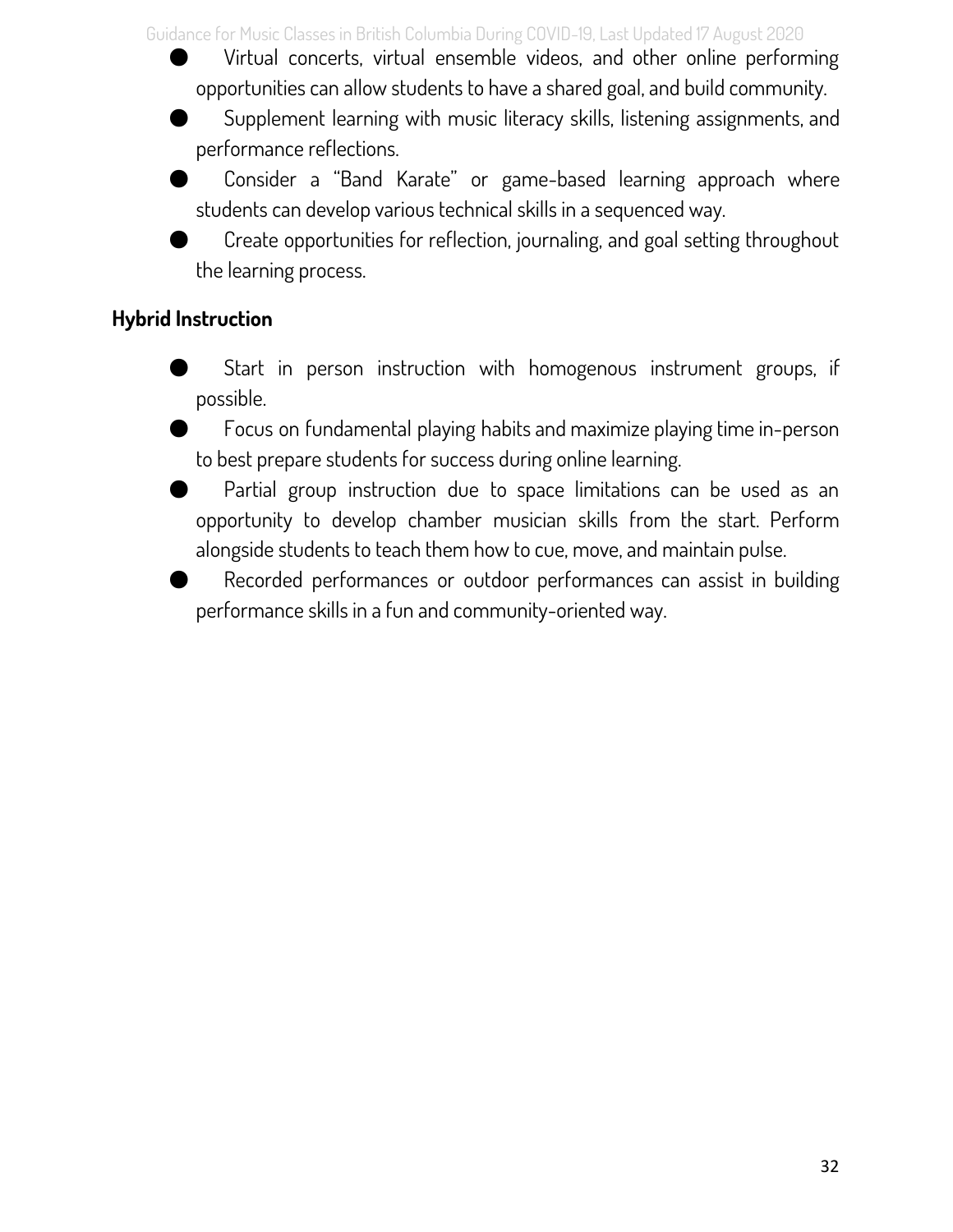- Virtual concerts, virtual ensemble videos, and other online performing opportunities can allow students to have a shared goal, and build community.
- Supplement learning with music literacy skills, listening assignments, and performance reflections.
- Consider a "Band Karate" or game-based learning approach where students can develop various technical skills in a sequenced way.
- Create opportunities for reflection, journaling, and goal setting throughout the learning process.

**Hybrid Instruction**

- Start in person instruction with homogenous instrument groups, if possible.
- Focus on fundamental playing habits and maximize playing time in-person to best prepare students for success during online learning.
- Partial group instruction due to space limitations can be used as an opportunity to develop chamber musician skills from the start. Perform alongside students to teach them how to cue, move, and maintain pulse.
- Recorded performances or outdoor performances can assist in building performance skills in a fun and community-oriented way.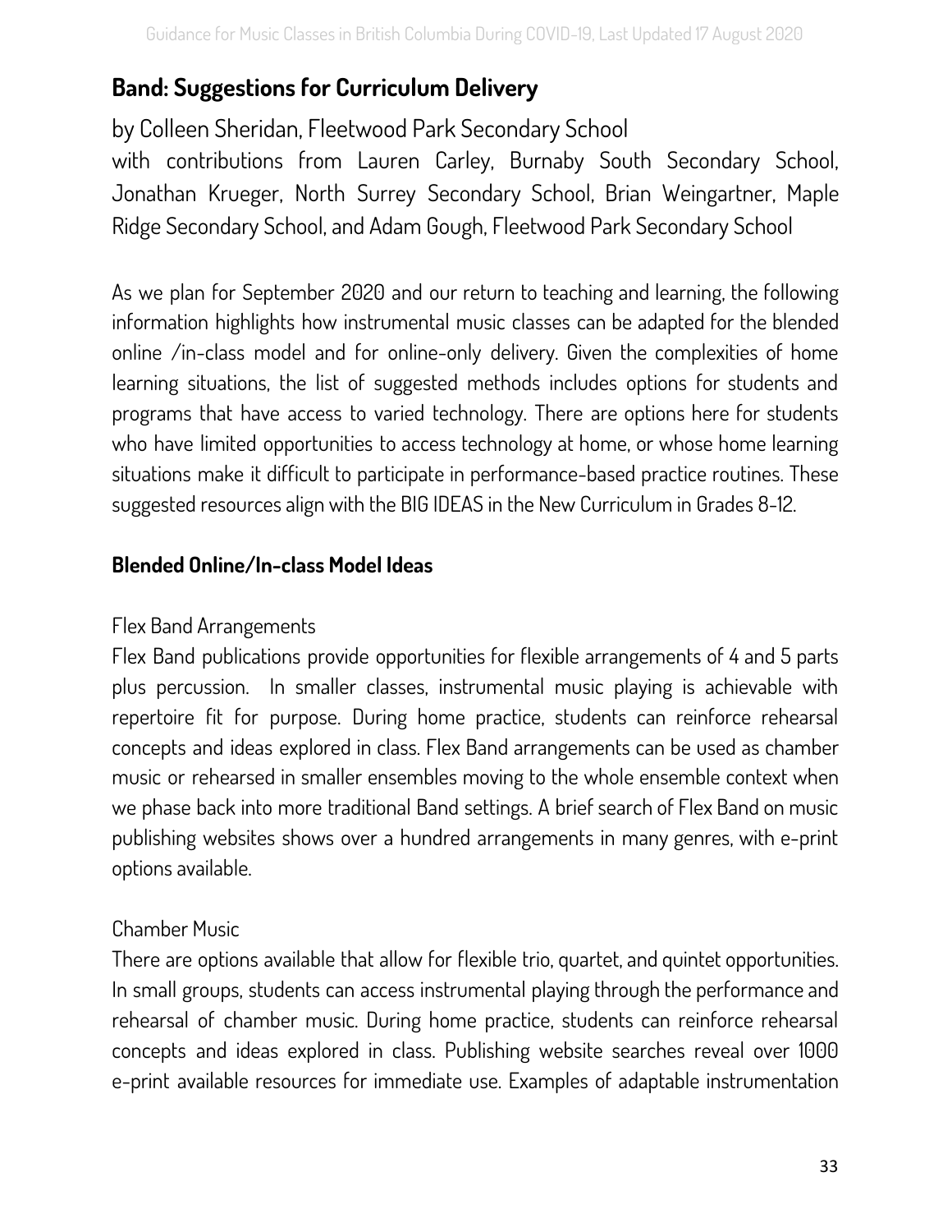## Band: Suggestions for Curriculum Delivery

by Colleen Sheridan, Fleetwood Park Secondary School
with contributions from Lauren Carley, Burnaby South Secondary School, Jonathan Krueger, North Surrey Secondary School, Brian Weingartner, Maple Ridge Secondary School, and Adam Gough, Fleetwood Park Secondary School

As we plan for September 2020 and our return to teaching and learning, the following information highlights how instrumental music classes can be adapted for the blended online /in-class model and for online-only delivery. Given the complexities of home learning situations, the list of suggested methods includes options for students and programs that have access to varied technology. There are options here for students who have limited opportunities to access technology at home, or whose home learning situations make it difficult to participate in performance-based practice routines. These suggested resources align with the BIG IDEAS in the New Curriculum in Grades 8-12.

### Blended Online/In-class Model Ideas

Flex Band Arrangements

Flex Band publications provide opportunities for flexible arrangements of 4 and 5 parts plus percussion. In smaller classes, instrumental music playing is achievable with repertoire fit for purpose. During home practice, students can reinforce rehearsal concepts and ideas explored in class. Flex Band arrangements can be used as chamber music or rehearsed in smaller ensembles moving to the whole ensemble context when we phase back into more traditional Band settings. A brief search of Flex Band on music publishing websites shows over a hundred arrangements in many genres, with e-print options available.

Chamber Music

There are options available that allow for flexible trio, quartet, and quintet opportunities. In small groups, students can access instrumental playing through the performance and rehearsal of chamber music. During home practice, students can reinforce rehearsal concepts and ideas explored in class. Publishing website searches reveal over 1000 e-print available resources for immediate use. Examples of adaptable instrumentation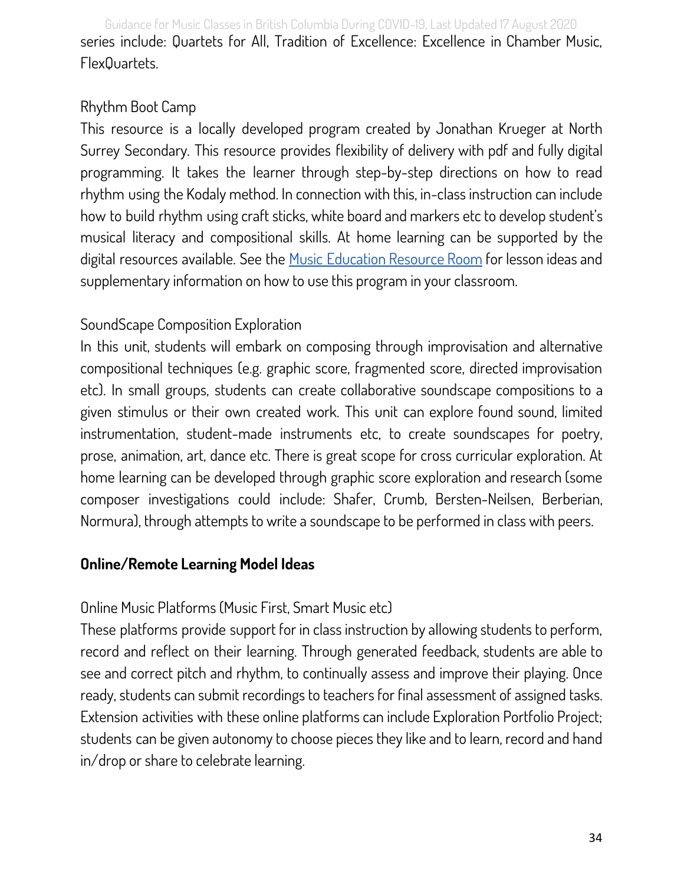series include: Quartets for All, Tradition of Excellence: Excellence in Chamber Music, FlexQuartets.

Rhythm Boot Camp

This resource is a locally developed program created by Jonathan Krueger at North Surrey Secondary. This resource provides flexibility of delivery with pdf and fully digital programming. It takes the learner through step-by-step directions on how to read rhythm using the Kodaly method. In connection with this, in-class instruction can include how to build rhythm using craft sticks, white board and markers etc to develop student's musical literacy and compositional skills. At home learning can be supported by the digital resources available. See the [Music Education Resource Room] for lesson ideas and supplementary information on how to use this program in your classroom.

SoundScape Composition Exploration

In this unit, students will embark on composing through improvisation and alternative compositional techniques (e.g. graphic score, fragmented score, directed improvisation etc). In small groups, students can create collaborative soundscape compositions to a given stimulus or their own created work. This unit can explore found sound, limited instrumentation, student-made instruments etc, to create soundscapes for poetry, prose, animation, art, dance etc. There is great scope for cross curricular exploration. At home learning can be developed through graphic score exploration and research (some composer investigations could include: Shafer, Crumb, Bersten-Neilsen, Berberian, Normura), through attempts to write a soundscape to be performed in class with peers.

## Online/Remote Learning Model Ideas

Online Music Platforms (Music First, Smart Music etc)

These platforms provide support for in class instruction by allowing students to perform, record and reflect on their learning. Through generated feedback, students are able to see and correct pitch and rhythm, to continually assess and improve their playing. Once ready, students can submit recordings to teachers for final assessment of assigned tasks. Extension activities with these online platforms can include Exploration Portfolio Project; students can be given autonomy to choose pieces they like and to learn, record and hand in/drop or share to celebrate learning.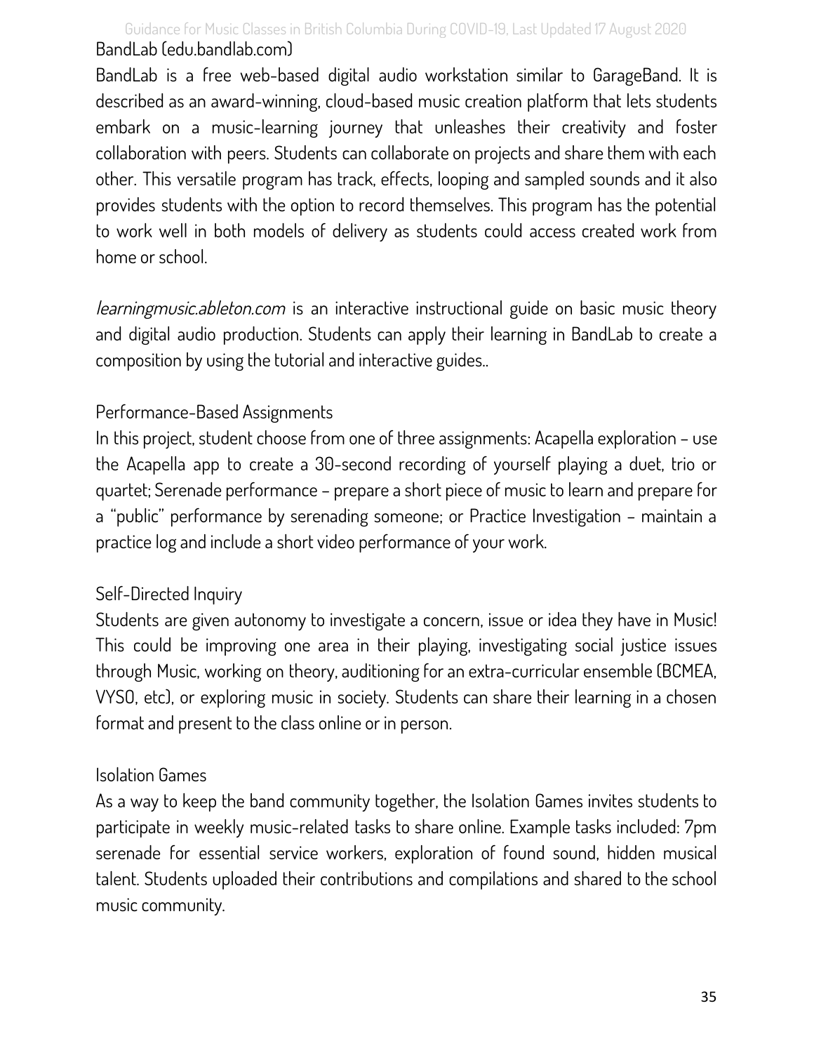### BandLab (edu.bandlab.com)

BandLab is a free web-based digital audio workstation similar to GarageBand. It is described as an award-winning, cloud-based music creation platform that lets students embark on a music-learning journey that unleashes their creativity and foster collaboration with peers. Students can collaborate on projects and share them with each other. This versatile program has track, effects, looping and sampled sounds and it also provides students with the option to record themselves. This program has the potential to work well in both models of delivery as students could access created work from home or school.

*learningmusic.ableton.com* is an interactive instructional guide on basic music theory and digital audio production. Students can apply their learning in BandLab to create a composition by using the tutorial and interactive guides..

### Performance-Based Assignments

In this project, student choose from one of three assignments: Acapella exploration – use the Acapella app to create a 30-second recording of yourself playing a duet, trio or quartet; Serenade performance – prepare a short piece of music to learn and prepare for a "public" performance by serenading someone; or Practice Investigation – maintain a practice log and include a short video performance of your work.

### Self-Directed Inquiry

Students are given autonomy to investigate a concern, issue or idea they have in Music! This could be improving one area in their playing, investigating social justice issues through Music, working on theory, auditioning for an extra-curricular ensemble (BCMEA, VYSO, etc), or exploring music in society. Students can share their learning in a chosen format and present to the class online or in person.

### Isolation Games

As a way to keep the band community together, the Isolation Games invites students to participate in weekly music-related tasks to share online. Example tasks included: 7pm serenade for essential service workers, exploration of found sound, hidden musical talent. Students uploaded their contributions and compilations and shared to the school music community.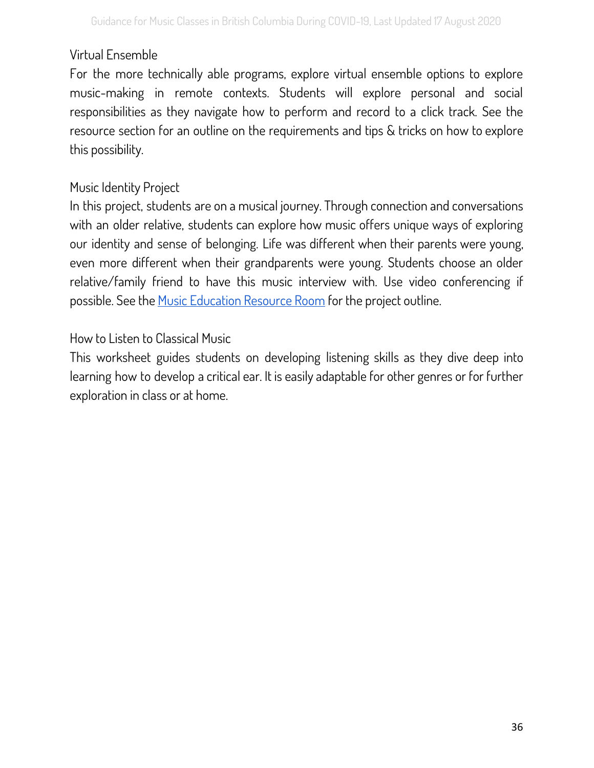### Virtual Ensemble

For the more technically able programs, explore virtual ensemble options to explore music-making in remote contexts. Students will explore personal and social responsibilities as they navigate how to perform and record to a click track. See the resource section for an outline on the requirements and tips & tricks on how to explore this possibility.

### Music Identity Project

In this project, students are on a musical journey. Through connection and conversations with an older relative, students can explore how music offers unique ways of exploring our identity and sense of belonging. Life was different when their parents were young, even more different when their grandparents were young. Students choose an older relative/family friend to have this music interview with. Use video conferencing if possible. See the Music Education Resource Room for the project outline.

### How to Listen to Classical Music

This worksheet guides students on developing listening skills as they dive deep into learning how to develop a critical ear. It is easily adaptable for other genres or for further exploration in class or at home.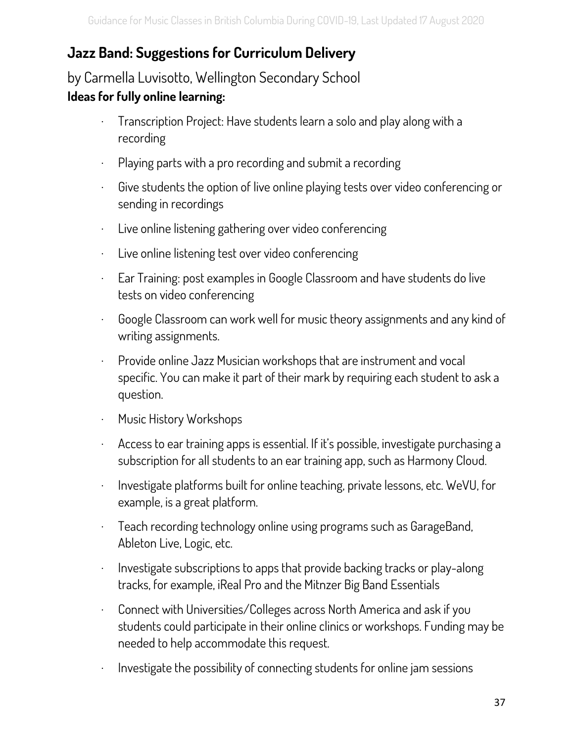## Jazz Band: Suggestions for Curriculum Delivery

by Carmella Luvisotto, Wellington Secondary School

**Ideas for fully online learning:**

- Transcription Project: Have students learn a solo and play along with a recording
- Playing parts with a pro recording and submit a recording
- Give students the option of live online playing tests over video conferencing or sending in recordings
- Live online listening gathering over video conferencing
- Live online listening test over video conferencing
- Ear Training: post examples in Google Classroom and have students do live tests on video conferencing
- Google Classroom can work well for music theory assignments and any kind of writing assignments.
- Provide online Jazz Musician workshops that are instrument and vocal specific. You can make it part of their mark by requiring each student to ask a question.
- Music History Workshops
- Access to ear training apps is essential. If it's possible, investigate purchasing a subscription for all students to an ear training app, such as Harmony Cloud.
- Investigate platforms built for online teaching, private lessons, etc. WeVU, for example, is a great platform.
- Teach recording technology online using programs such as GarageBand, Ableton Live, Logic, etc.
- Investigate subscriptions to apps that provide backing tracks or play-along tracks, for example, iReal Pro and the Mitnzer Big Band Essentials
- Connect with Universities/Colleges across North America and ask if you students could participate in their online clinics or workshops. Funding may be needed to help accommodate this request.
- Investigate the possibility of connecting students for online jam sessions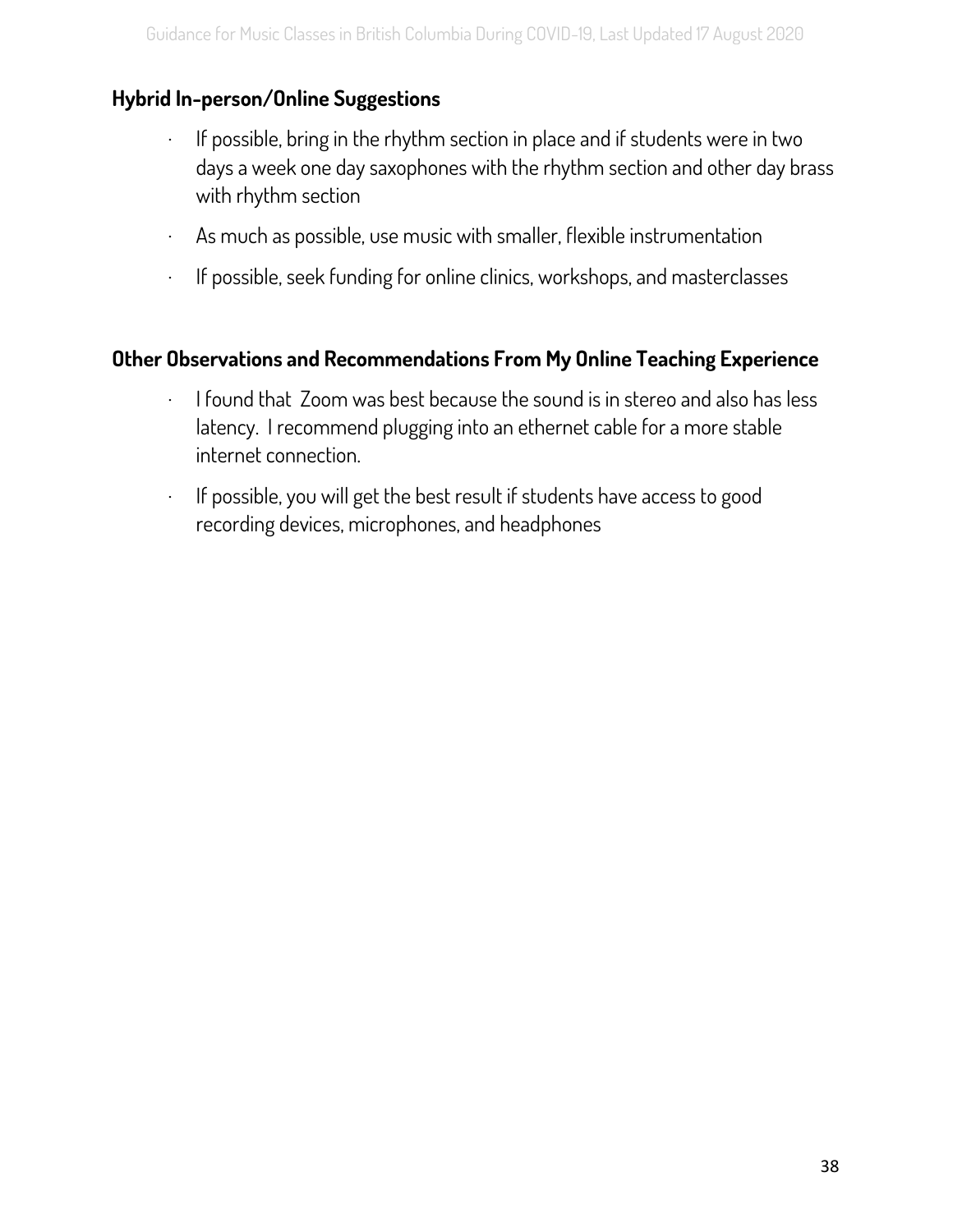## Hybrid In-person/Online Suggestions

- If possible, bring in the rhythm section in place and if students were in two days a week one day saxophones with the rhythm section and other day brass with rhythm section
- As much as possible, use music with smaller, flexible instrumentation
- If possible, seek funding for online clinics, workshops, and masterclasses

## Other Observations and Recommendations From My Online Teaching Experience

- I found that Zoom was best because the sound is in stereo and also has less latency. I recommend plugging into an ethernet cable for a more stable internet connection.
- If possible, you will get the best result if students have access to good recording devices, microphones, and headphones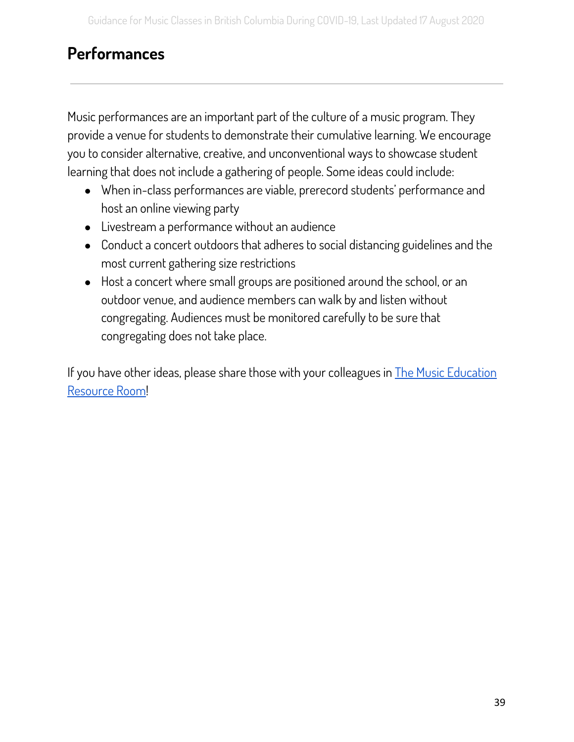## Performances

Music performances are an important part of the culture of a music program. They provide a venue for students to demonstrate their cumulative learning. We encourage you to consider alternative, creative, and unconventional ways to showcase student learning that does not include a gathering of people. Some ideas could include:

- When in-class performances are viable, prerecord students' performance and host an online viewing party
- Livestream a performance without an audience
- Conduct a concert outdoors that adheres to social distancing guidelines and the most current gathering size restrictions
- Host a concert where small groups are positioned around the school, or an outdoor venue, and audience members can walk by and listen without congregating. Audiences must be monitored carefully to be sure that congregating does not take place.

If you have other ideas, please share those with your colleagues in The Music Education Resource Room!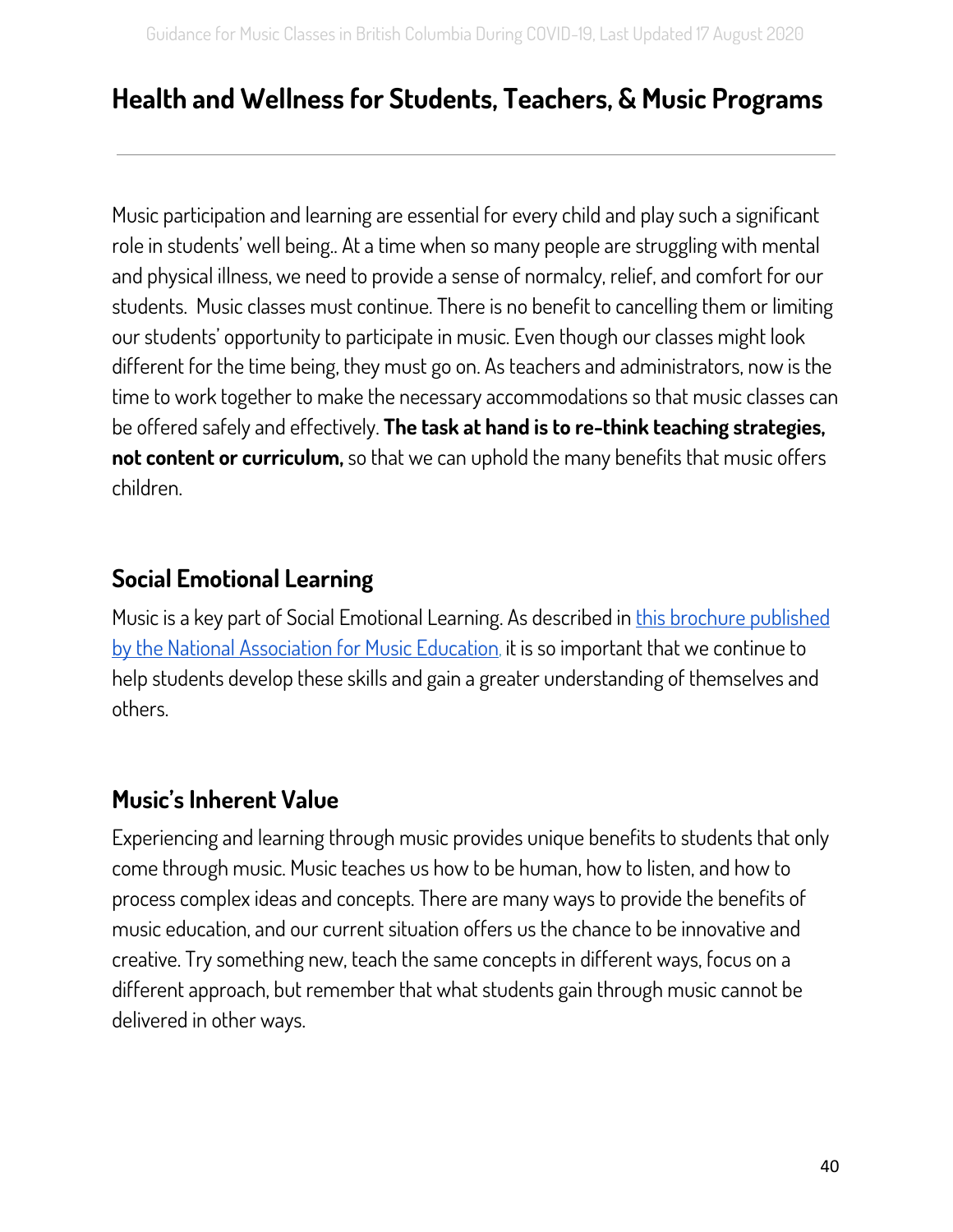# Health and Wellness for Students, Teachers, & Music Programs

---

Music participation and learning are essential for every child and play such a significant role in students' well being.. At a time when so many people are struggling with mental and physical illness, we need to provide a sense of normalcy, relief, and comfort for our students. Music classes must continue. There is no benefit to cancelling them or limiting our students' opportunity to participate in music. Even though our classes might look different for the time being, they must go on. As teachers and administrators, now is the time to work together to make the necessary accommodations so that music classes can be offered safely and effectively. **The task at hand is to re-think teaching strategies, not content or curriculum,** so that we can uphold the many benefits that music offers children.

## Social Emotional Learning

Music is a key part of Social Emotional Learning. As described in this brochure published by the National Association for Music Education, it is so important that we continue to help students develop these skills and gain a greater understanding of themselves and others.

## Music's Inherent Value

Experiencing and learning through music provides unique benefits to students that only come through music. Music teaches us how to be human, how to listen, and how to process complex ideas and concepts. There are many ways to provide the benefits of music education, and our current situation offers us the chance to be innovative and creative. Try something new, teach the same concepts in different ways, focus on a different approach, but remember that what students gain through music cannot be delivered in other ways.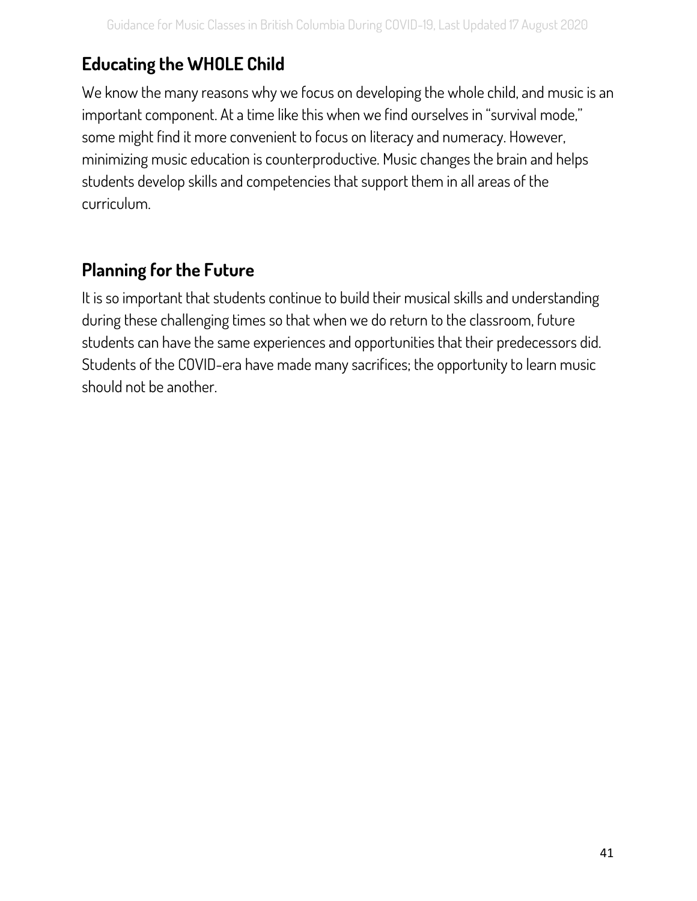## Educating the WHOLE Child

We know the many reasons why we focus on developing the whole child, and music is an important component. At a time like this when we find ourselves in "survival mode," some might find it more convenient to focus on literacy and numeracy. However, minimizing music education is counterproductive. Music changes the brain and helps students develop skills and competencies that support them in all areas of the curriculum.

## Planning for the Future

It is so important that students continue to build their musical skills and understanding during these challenging times so that when we do return to the classroom, future students can have the same experiences and opportunities that their predecessors did. Students of the COVID-era have made many sacrifices; the opportunity to learn music should not be another.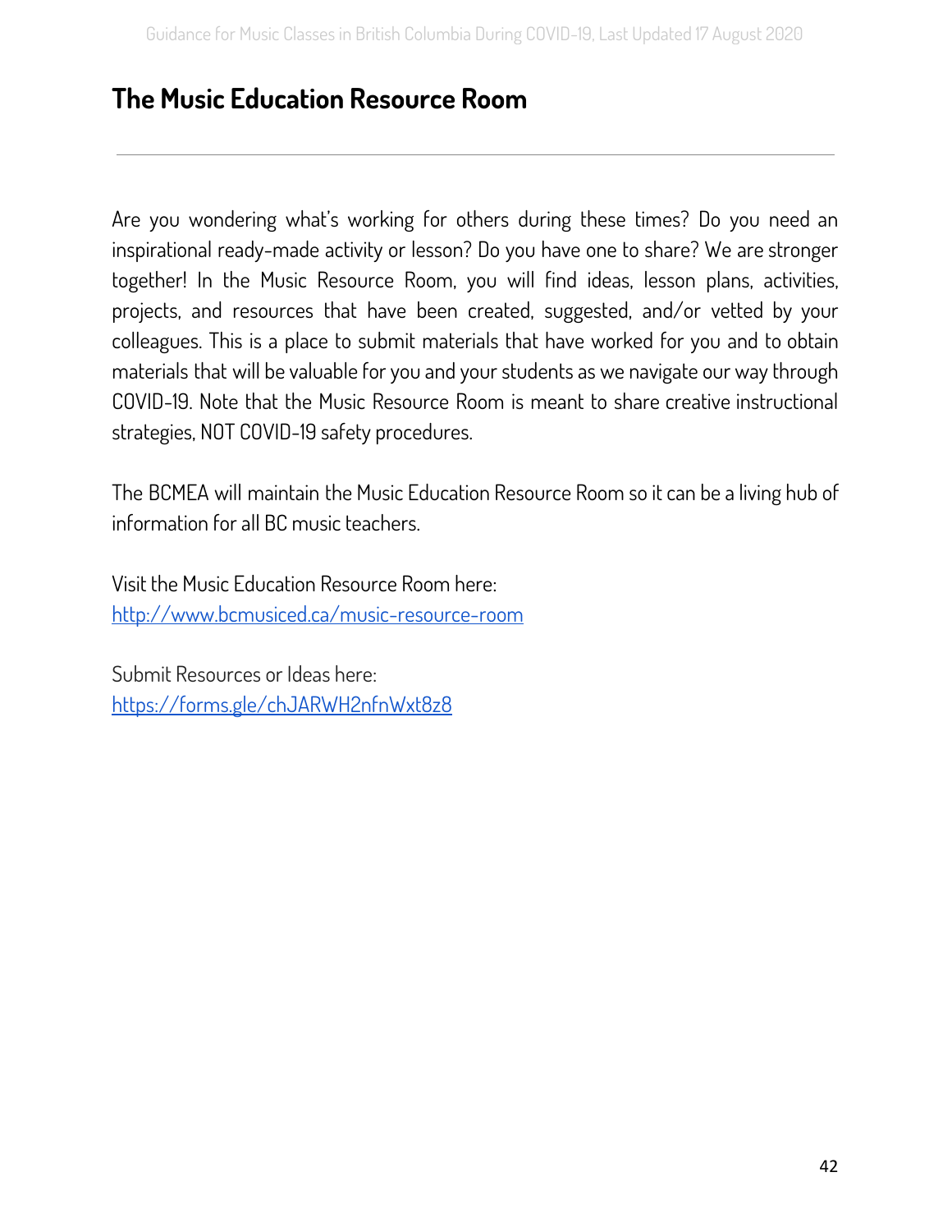## The Music Education Resource Room

---

Are you wondering what's working for others during these times? Do you need an inspirational ready-made activity or lesson? Do you have one to share? We are stronger together! In the Music Resource Room, you will find ideas, lesson plans, activities, projects, and resources that have been created, suggested, and/or vetted by your colleagues. This is a place to submit materials that have worked for you and to obtain materials that will be valuable for you and your students as we navigate our way through COVID-19. Note that the Music Resource Room is meant to share creative instructional strategies, NOT COVID-19 safety procedures.

The BCMEA will maintain the Music Education Resource Room so it can be a living hub of information for all BC music teachers.

Visit the Music Education Resource Room here:
[http://www.bcmusiced.ca/music-resource-room](http://www.bcmusiced.ca/music-resource-room)

Submit Resources or Ideas here:
[https://forms.gle/chJARWH2nfnWxt8z8](https://forms.gle/chJARWH2nfnWxt8z8)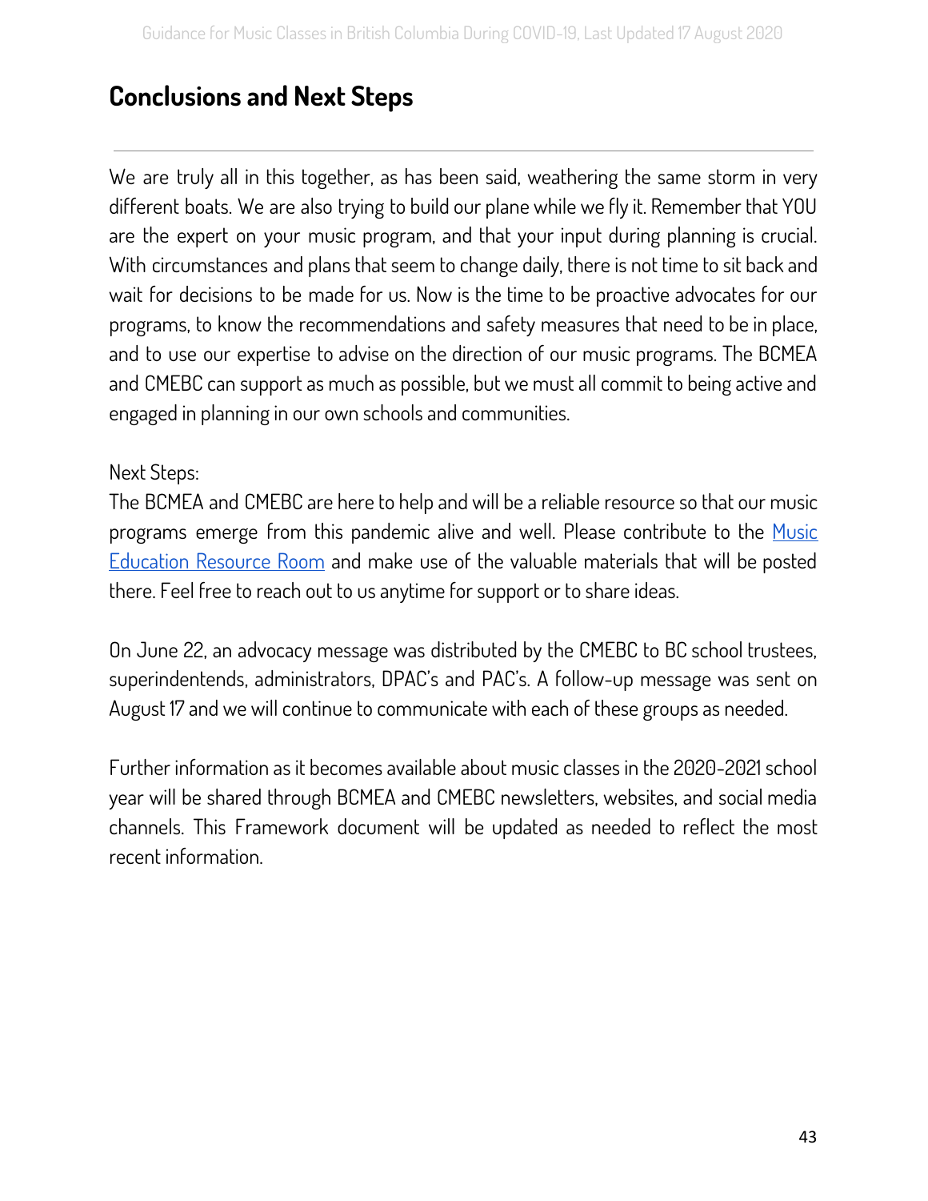## Conclusions and Next Steps

We are truly all in this together, as has been said, weathering the same storm in very different boats. We are also trying to build our plane while we fly it. Remember that YOU are the expert on your music program, and that your input during planning is crucial. With circumstances and plans that seem to change daily, there is not time to sit back and wait for decisions to be made for us. Now is the time to be proactive advocates for our programs, to know the recommendations and safety measures that need to be in place, and to use our expertise to advise on the direction of our music programs. The BCMEA and CMEBC can support as much as possible, but we must all commit to being active and engaged in planning in our own schools and communities.

Next Steps:
The BCMEA and CMEBC are here to help and will be a reliable resource so that our music programs emerge from this pandemic alive and well. Please contribute to the Music Education Resource Room and make use of the valuable materials that will be posted there. Feel free to reach out to us anytime for support or to share ideas.

On June 22, an advocacy message was distributed by the CMEBC to BC school trustees, superindentends, administrators, DPAC's and PAC's. A follow-up message was sent on August 17 and we will continue to communicate with each of these groups as needed.

Further information as it becomes available about music classes in the 2020-2021 school year will be shared through BCMEA and CMEBC newsletters, websites, and social media channels. This Framework document will be updated as needed to reflect the most recent information.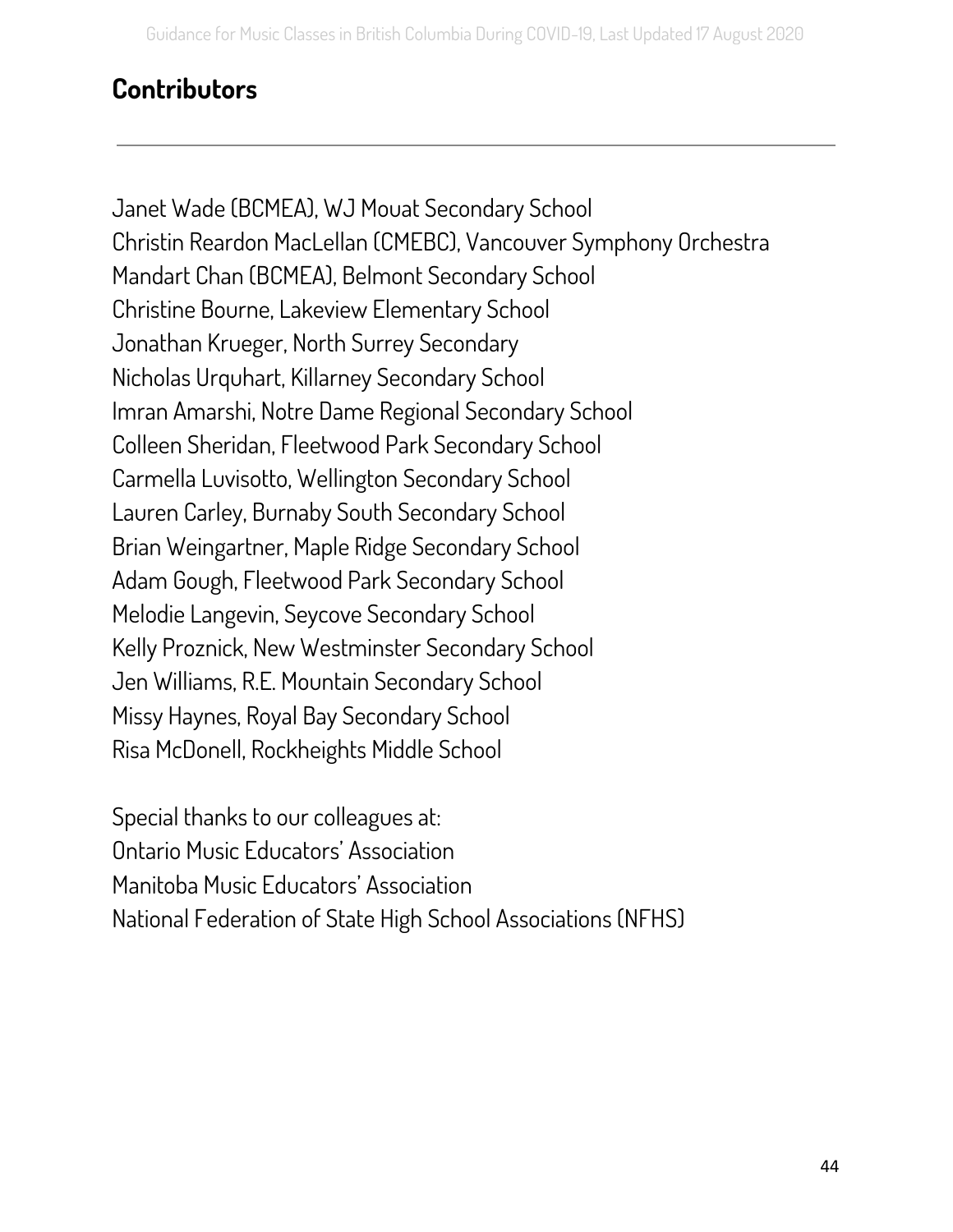## Contributors

---

Janet Wade (BCMEA), WJ Mouat Secondary School
Christin Reardon MacLellan (CMEBC), Vancouver Symphony Orchestra
Mandart Chan (BCMEA), Belmont Secondary School
Christine Bourne, Lakeview Elementary School
Jonathan Krueger, North Surrey Secondary
Nicholas Urquhart, Killarney Secondary School
Imran Amarshi, Notre Dame Regional Secondary School
Colleen Sheridan, Fleetwood Park Secondary School
Carmella Luvisotto, Wellington Secondary School
Lauren Carley, Burnaby South Secondary School
Brian Weingartner, Maple Ridge Secondary School
Adam Gough, Fleetwood Park Secondary School
Melodie Langevin, Seycove Secondary School
Kelly Proznick, New Westminster Secondary School
Jen Williams, R.E. Mountain Secondary School
Missy Haynes, Royal Bay Secondary School
Risa McDonell, Rockheights Middle School

Special thanks to our colleagues at:
Ontario Music Educators' Association
Manitoba Music Educators' Association
National Federation of State High School Associations (NFHS)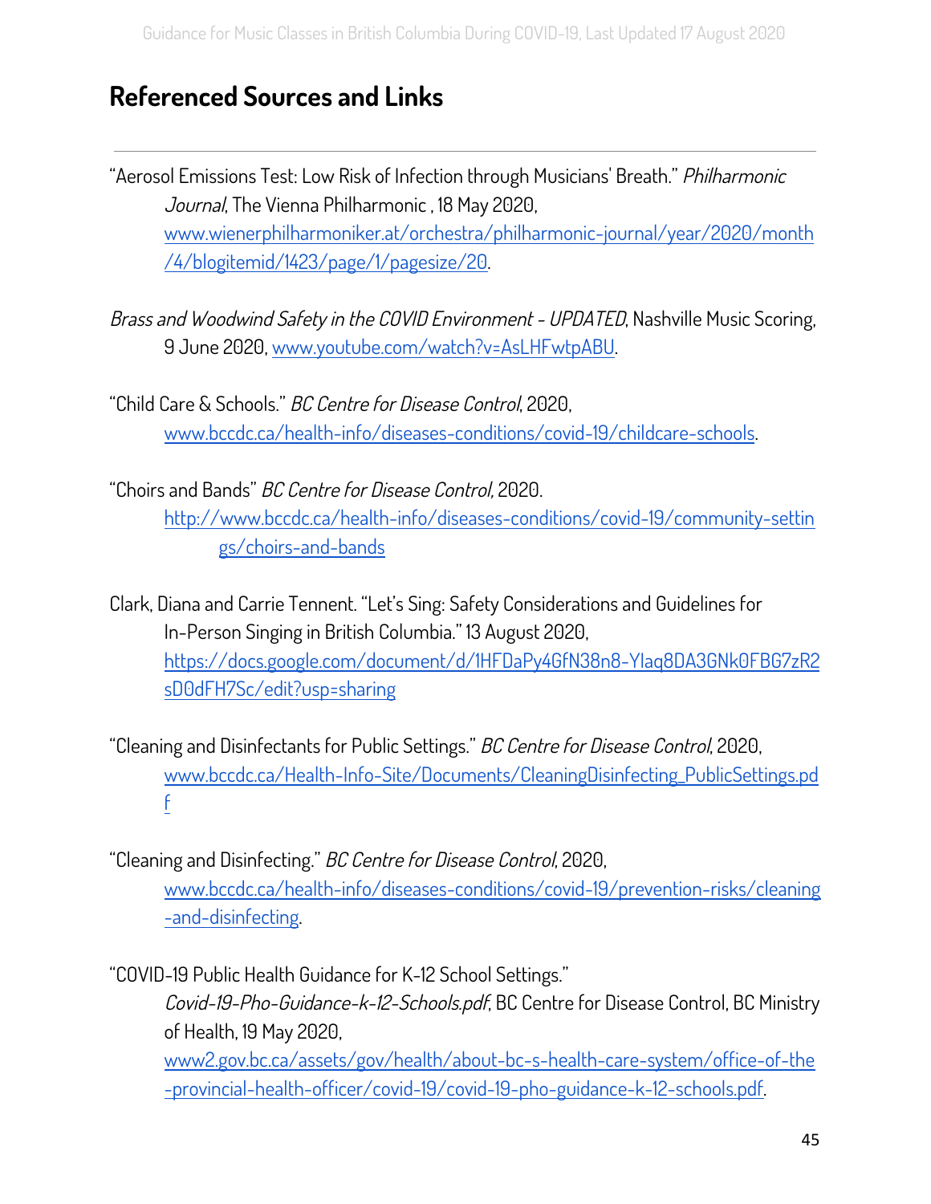## Referenced Sources and Links

"Aerosol Emissions Test: Low Risk of Infection through Musicians' Breath." *Philharmonic Journal*, The Vienna Philharmonic , 18 May 2020, www.wienerphilharmoniker.at/orchestra/philharmonic-journal/year/2020/month/4/blogitemid/1423/page/1/pagesize/20.

*Brass and Woodwind Safety in the COVID Environment - UPDATED*, Nashville Music Scoring, 9 June 2020, www.youtube.com/watch?v=AsLHFwtpABU.

"Child Care & Schools." *BC Centre for Disease Control*, 2020, www.bccdc.ca/health-info/diseases-conditions/covid-19/childcare-schools.

"Choirs and Bands" *BC Centre for Disease Control,* 2020. http://www.bccdc.ca/health-info/diseases-conditions/covid-19/community-settings/choirs-and-bands

Clark, Diana and Carrie Tennent. "Let's Sing: Safety Considerations and Guidelines for In-Person Singing in British Columbia." 13 August 2020, https://docs.google.com/document/d/1HFDaPy4GfN38n8-Ylaq8DA3GNk0FBG7zR2sD0dFH7Sc/edit?usp=sharing

"Cleaning and Disinfectants for Public Settings." *BC Centre for Disease Control*, 2020, www.bccdc.ca/Health-Info-Site/Documents/CleaningDisinfecting_PublicSettings.pdf

"Cleaning and Disinfecting." *BC Centre for Disease Control*, 2020, www.bccdc.ca/health-info/diseases-conditions/covid-19/prevention-risks/cleaning-and-disinfecting.

"COVID-19 Public Health Guidance for K-12 School Settings." *Covid-19-Pho-Guidance-k-12-Schools.pdf*, BC Centre for Disease Control, BC Ministry of Health, 19 May 2020, www2.gov.bc.ca/assets/gov/health/about-bc-s-health-care-system/office-of-the-provincial-health-officer/covid-19/covid-19-pho-guidance-k-12-schools.pdf.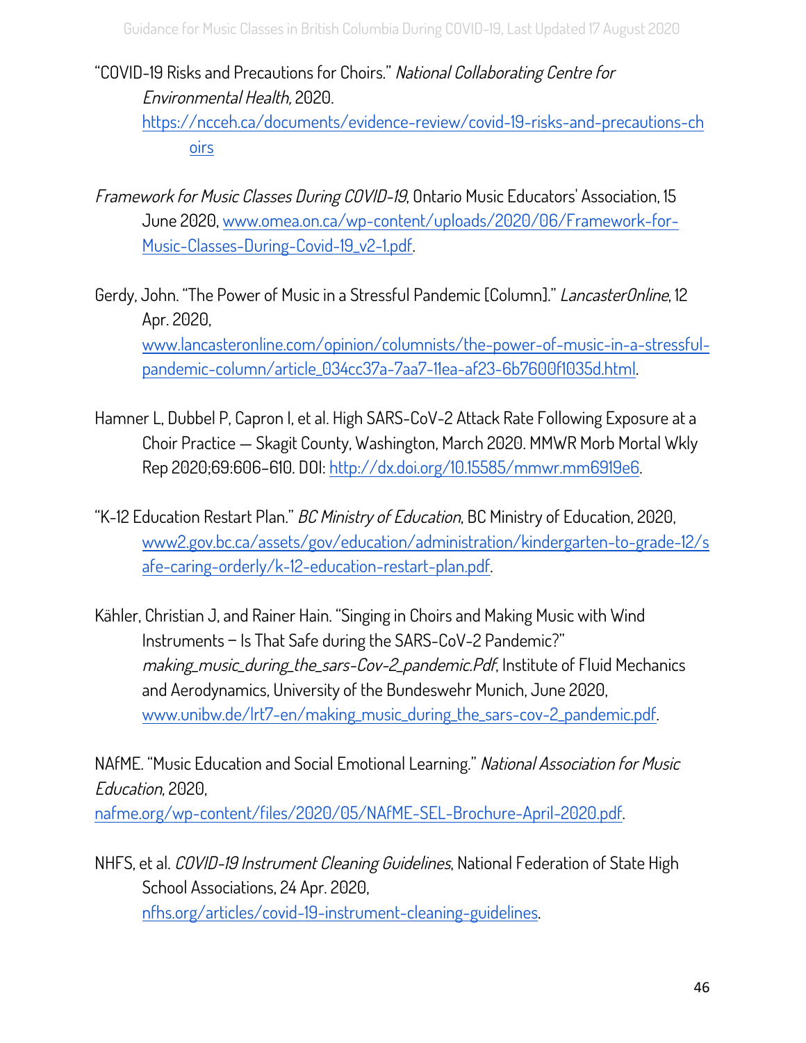"COVID-19 Risks and Precautions for Choirs." *National Collaborating Centre for Environmental Health,* 2020. [https://ncceh.ca/documents/evidence-review/covid-19-risks-and-precautions-choirs](https://ncceh.ca/documents/evidence-review/covid-19-risks-and-precautions-choirs)

*Framework for Music Classes During COVID-19*, Ontario Music Educators' Association, 15 June 2020, [www.omea.on.ca/wp-content/uploads/2020/06/Framework-for-Music-Classes-During-Covid-19_v2-1.pdf](www.omea.on.ca/wp-content/uploads/2020/06/Framework-for-Music-Classes-During-Covid-19_v2-1.pdf).

Gerdy, John. "The Power of Music in a Stressful Pandemic [Column]." *LancasterOnline*, 12 Apr. 2020, [www.lancasteronline.com/opinion/columnists/the-power-of-music-in-a-stressful-pandemic-column/article_034cc37a-7aa7-11ea-af23-6b7600f1035d.html](www.lancasteronline.com/opinion/columnists/the-power-of-music-in-a-stressful-pandemic-column/article_034cc37a-7aa7-11ea-af23-6b7600f1035d.html).

Hamner L, Dubbel P, Capron I, et al. High SARS-CoV-2 Attack Rate Following Exposure at a Choir Practice — Skagit County, Washington, March 2020. MMWR Morb Mortal Wkly Rep 2020;69:606–610. DOI: [http://dx.doi.org/10.15585/mmwr.mm6919e6](http://dx.doi.org/10.15585/mmwr.mm6919e6).

"K-12 Education Restart Plan." *BC Ministry of Education*, BC Ministry of Education, 2020, [www2.gov.bc.ca/assets/gov/education/administration/kindergarten-to-grade-12/safe-caring-orderly/k-12-education-restart-plan.pdf](www2.gov.bc.ca/assets/gov/education/administration/kindergarten-to-grade-12/safe-caring-orderly/k-12-education-restart-plan.pdf).

Kähler, Christian J, and Rainer Hain. "Singing in Choirs and Making Music with Wind Instruments – Is That Safe during the SARS-CoV-2 Pandemic?" *making_music_during_the_sars-Cov-2_pandemic.Pdf*, Institute of Fluid Mechanics and Aerodynamics, University of the Bundeswehr Munich, June 2020, [www.unibw.de/lrt7-en/making_music_during_the_sars-cov-2_pandemic.pdf](www.unibw.de/lrt7-en/making_music_during_the_sars-cov-2_pandemic.pdf).

NAfME. "Music Education and Social Emotional Learning." *National Association for Music Education*, 2020, [nafme.org/wp-content/files/2020/05/NAfME-SEL-Brochure-April-2020.pdf](nafme.org/wp-content/files/2020/05/NAfME-SEL-Brochure-April-2020.pdf).

NHFS, et al. *COVID-19 Instrument Cleaning Guidelines*, National Federation of State High School Associations, 24 Apr. 2020, [nfhs.org/articles/covid-19-instrument-cleaning-guidelines](nfhs.org/articles/covid-19-instrument-cleaning-guidelines).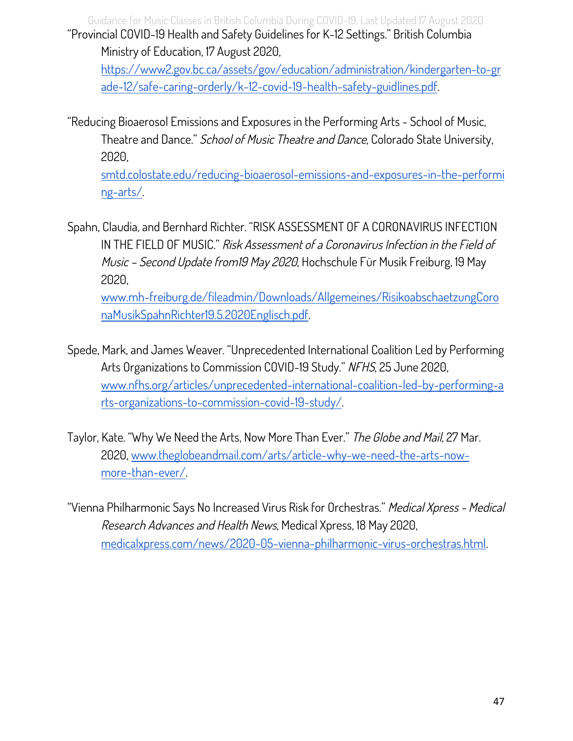"Provincial COVID-19 Health and Safety Guidelines for K-12 Settings." British Columbia Ministry of Education, 17 August 2020, https://www2.gov.bc.ca/assets/gov/education/administration/kindergarten-to-grade-12/safe-caring-orderly/k-12-covid-19-health-safety-guidlines.pdf.

"Reducing Bioaerosol Emissions and Exposures in the Performing Arts - School of Music, Theatre and Dance." *School of Music Theatre and Dance*, Colorado State University, 2020, smtd.colostate.edu/reducing-bioaerosol-emissions-and-exposures-in-the-performing-arts/.

Spahn, Claudia, and Bernhard Richter. "RISK ASSESSMENT OF A CORONAVIRUS INFECTION IN THE FIELD OF MUSIC." *Risk Assessment of a Coronavirus Infection in the Field of Music – Second Update from19 May 2020*, Hochschule Für Musik Freiburg, 19 May 2020, www.mh-freiburg.de/fileadmin/Downloads/Allgemeines/RisikoabschaetzungCoronaMusikSpahnRichter19.5.2020Englisch.pdf.

Spede, Mark, and James Weaver. "Unprecedented International Coalition Led by Performing Arts Organizations to Commission COVID-19 Study." *NFHS*, 25 June 2020, www.nfhs.org/articles/unprecedented-international-coalition-led-by-performing-arts-organizations-to-commission-covid-19-study/.

Taylor, Kate. "Why We Need the Arts, Now More Than Ever." *The Globe and Mail*, 27 Mar. 2020, www.theglobeandmail.com/arts/article-why-we-need-the-arts-now-more-than-ever/.

"Vienna Philharmonic Says No Increased Virus Risk for Orchestras." *Medical Xpress - Medical Research Advances and Health News*, Medical Xpress, 18 May 2020, medicalxpress.com/news/2020-05-vienna-philharmonic-virus-orchestras.html.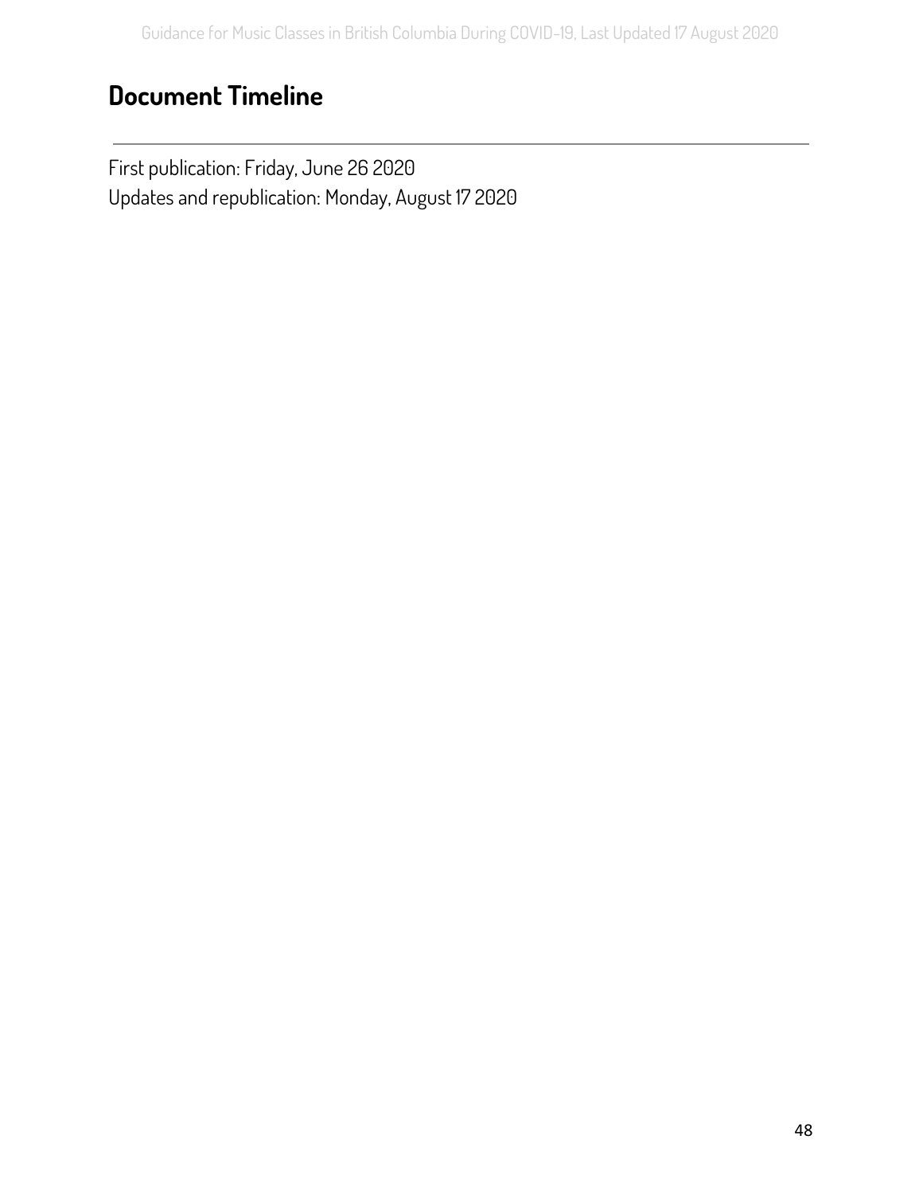## Document Timeline

First publication: Friday, June 26 2020
Updates and republication: Monday, August 17 2020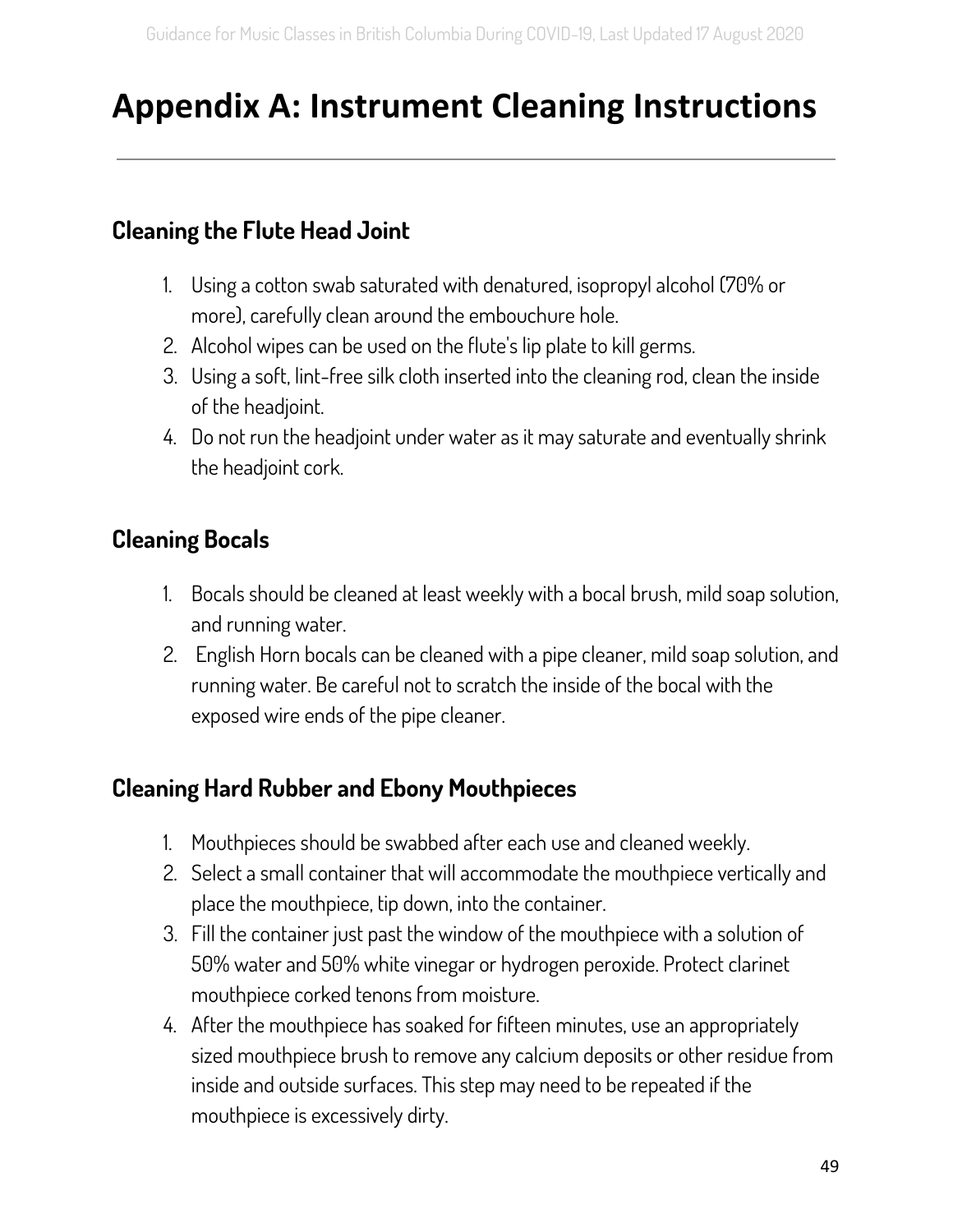# Appendix A: Instrument Cleaning Instructions

## Cleaning the Flute Head Joint

1. Using a cotton swab saturated with denatured, isopropyl alcohol (70% or more), carefully clean around the embouchure hole.
2. Alcohol wipes can be used on the flute's lip plate to kill germs.
3. Using a soft, lint-free silk cloth inserted into the cleaning rod, clean the inside of the headjoint.
4. Do not run the headjoint under water as it may saturate and eventually shrink the headjoint cork.

## Cleaning Bocals

1. Bocals should be cleaned at least weekly with a bocal brush, mild soap solution, and running water.
2. English Horn bocals can be cleaned with a pipe cleaner, mild soap solution, and running water. Be careful not to scratch the inside of the bocal with the exposed wire ends of the pipe cleaner.

## Cleaning Hard Rubber and Ebony Mouthpieces

1. Mouthpieces should be swabbed after each use and cleaned weekly.
2. Select a small container that will accommodate the mouthpiece vertically and place the mouthpiece, tip down, into the container.
3. Fill the container just past the window of the mouthpiece with a solution of 50% water and 50% white vinegar or hydrogen peroxide. Protect clarinet mouthpiece corked tenons from moisture.
4. After the mouthpiece has soaked for fifteen minutes, use an appropriately sized mouthpiece brush to remove any calcium deposits or other residue from inside and outside surfaces. This step may need to be repeated if the mouthpiece is excessively dirty.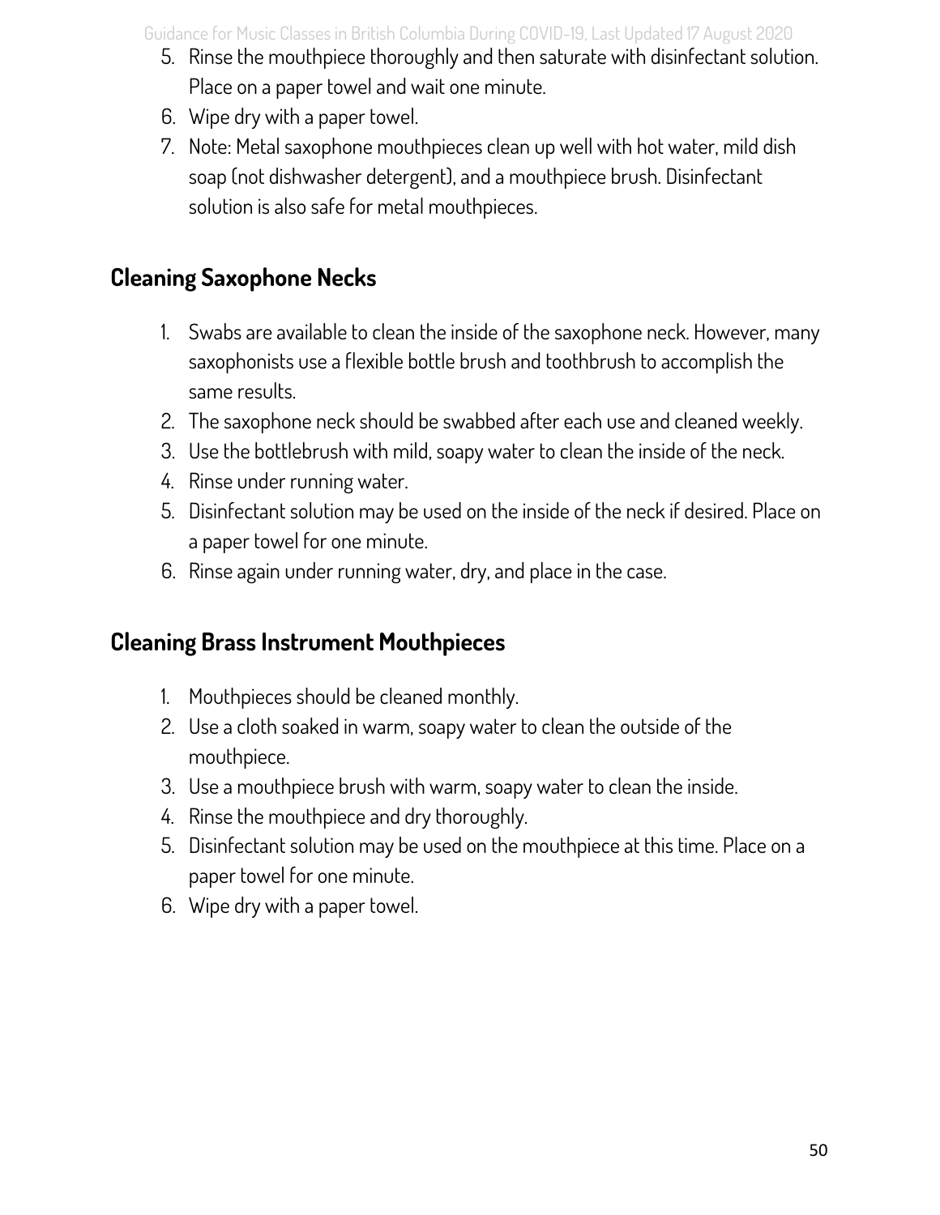5. Rinse the mouthpiece thoroughly and then saturate with disinfectant solution. Place on a paper towel and wait one minute.
6. Wipe dry with a paper towel.
7. Note: Metal saxophone mouthpieces clean up well with hot water, mild dish soap (not dishwasher detergent), and a mouthpiece brush. Disinfectant solution is also safe for metal mouthpieces.

## Cleaning Saxophone Necks

1. Swabs are available to clean the inside of the saxophone neck. However, many saxophonists use a flexible bottle brush and toothbrush to accomplish the same results.
2. The saxophone neck should be swabbed after each use and cleaned weekly.
3. Use the bottlebrush with mild, soapy water to clean the inside of the neck.
4. Rinse under running water.
5. Disinfectant solution may be used on the inside of the neck if desired. Place on a paper towel for one minute.
6. Rinse again under running water, dry, and place in the case.

## Cleaning Brass Instrument Mouthpieces

1. Mouthpieces should be cleaned monthly.
2. Use a cloth soaked in warm, soapy water to clean the outside of the mouthpiece.
3. Use a mouthpiece brush with warm, soapy water to clean the inside.
4. Rinse the mouthpiece and dry thoroughly.
5. Disinfectant solution may be used on the mouthpiece at this time. Place on a paper towel for one minute.
6. Wipe dry with a paper towel.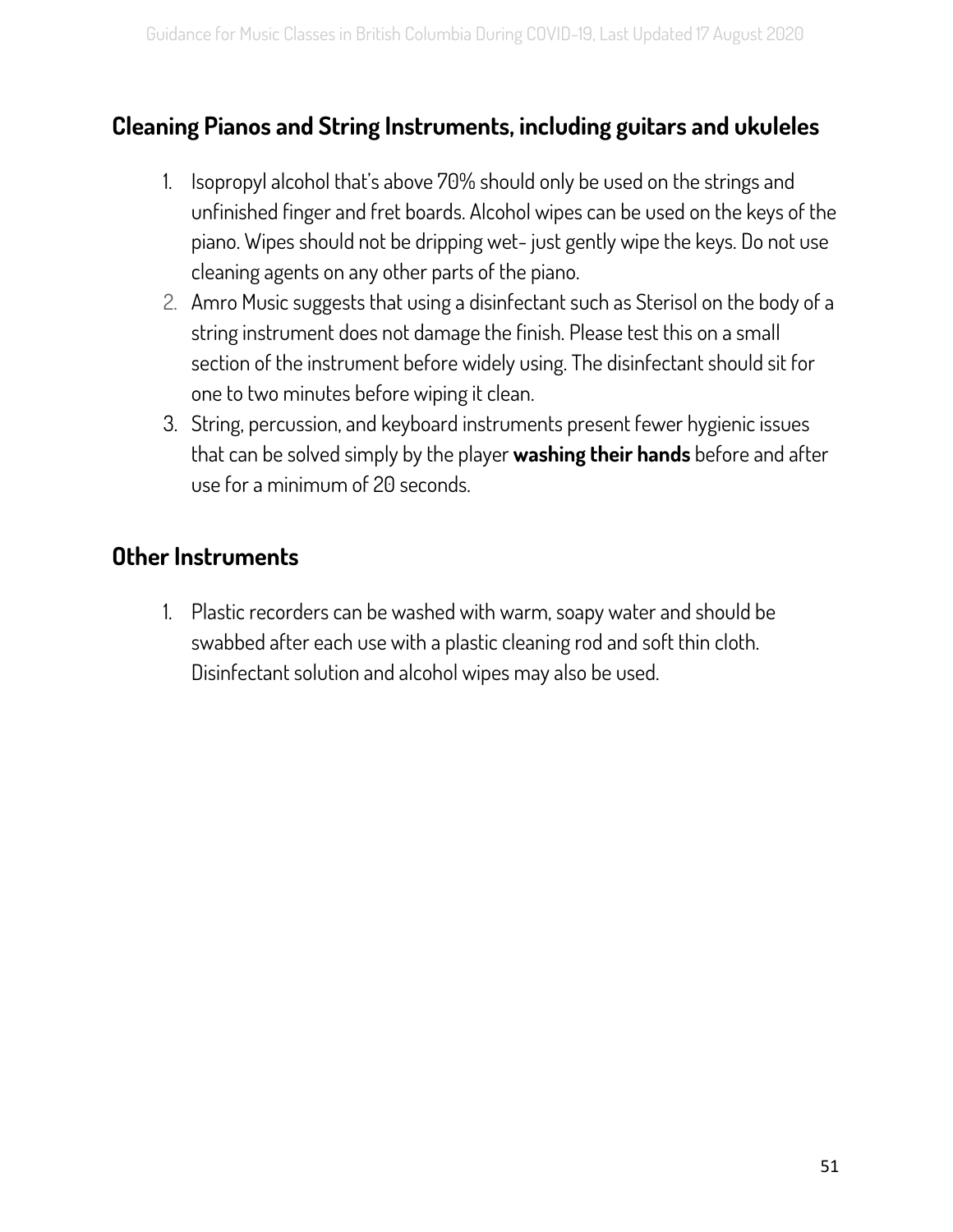## Cleaning Pianos and String Instruments, including guitars and ukuleles

1. Isopropyl alcohol that's above 70% should only be used on the strings and unfinished finger and fret boards. Alcohol wipes can be used on the keys of the piano. Wipes should not be dripping wet- just gently wipe the keys. Do not use cleaning agents on any other parts of the piano.
2. Amro Music suggests that using a disinfectant such as Sterisol on the body of a string instrument does not damage the finish. Please test this on a small section of the instrument before widely using. The disinfectant should sit for one to two minutes before wiping it clean.
3. String, percussion, and keyboard instruments present fewer hygienic issues that can be solved simply by the player **washing their hands** before and after use for a minimum of 20 seconds.

## Other Instruments

1. Plastic recorders can be washed with warm, soapy water and should be swabbed after each use with a plastic cleaning rod and soft thin cloth. Disinfectant solution and alcohol wipes may also be used.